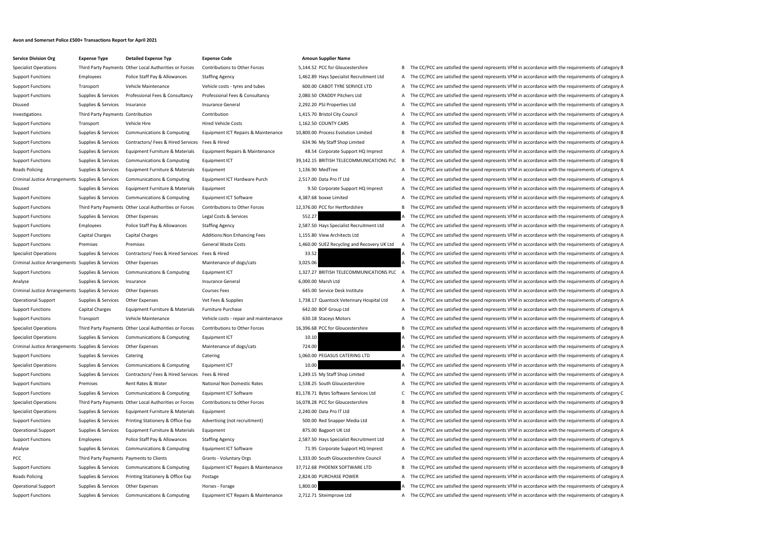**Avon and Somerset Police £500+ Transactions Report for April 2021**

| Service Division Org | Expense Type | Detailed Expense Typ | Expense Code | Amoun | Supplier Name | | |
|---|---|---|---|---|---|---|---|
| Specialist Operations | Third Party Payments | Other Local Authorities or Forces | Contributions to Other Forces | 5,144.52 | PCC for Gloucestershire | B | The CC/PCC are satisfied the spend represents VFM in accordance with the requirements of category B |
| Support Functions | Employees | Police Staff Pay & Allowances | Staffing Agency | 1,462.89 | Hays Specialist Recruitment Ltd | A | The CC/PCC are satisfied the spend represents VFM in accordance with the requirements of category A |
| Support Functions | Transport | Vehicle Maintenance | Vehicle costs - tyres and tubes | 600.00 | CABOT TYRE SERVICE LTD | A | The CC/PCC are satisfied the spend represents VFM in accordance with the requirements of category A |
| Support Functions | Supplies & Services | Professional Fees & Consultancy | Professional Fees & Consultancy | 2,080.50 | CRADDY Pitchers Ltd | A | The CC/PCC are satisfied the spend represents VFM in accordance with the requirements of category A |
| Disused | Supplies & Services | Insurance | Insurance General | 2,292.20 | PSJ Properties Ltd | A | The CC/PCC are satisfied the spend represents VFM in accordance with the requirements of category A |
| Investigations | Third Party Payments | Contribution | Contribution | 1,415.70 | Bristol City Council | A | The CC/PCC are satisfied the spend represents VFM in accordance with the requirements of category A |
| Support Functions | Transport | Vehicle Hire | Hired Vehicle Costs | 1,162.50 | COUNTY CARS | A | The CC/PCC are satisfied the spend represents VFM in accordance with the requirements of category A |
| Support Functions | Supplies & Services | Communications & Computing | Equipment ICT Repairs & Maintenance | 10,800.00 | Process Evolution Limited | B | The CC/PCC are satisfied the spend represents VFM in accordance with the requirements of category B |
| Support Functions | Supplies & Services | Contractors/ Fees & Hired Services | Fees & Hired | 634.96 | My Staff Shop Limited | A | The CC/PCC are satisfied the spend represents VFM in accordance with the requirements of category A |
| Support Functions | Supplies & Services | Equipment Furniture & Materials | Equipment Repairs & Maintenance | 48.54 | Corporate Support HQ Imprest | A | The CC/PCC are satisfied the spend represents VFM in accordance with the requirements of category A |
| Support Functions | Supplies & Services | Communications & Computing | Equipment ICT | 39,142.15 | BRITISH TELECOMMUNICATIONS PLC | B | The CC/PCC are satisfied the spend represents VFM in accordance with the requirements of category B |
| Roads Policing | Supplies & Services | Equipment Furniture & Materials | Equipment | 1,136.90 | MedTree | A | The CC/PCC are satisfied the spend represents VFM in accordance with the requirements of category A |
| Criminal Justice Arrangements | Supplies & Services | Communications & Computing | Equipment ICT Hardware Purch | 2,517.00 | Data Pro IT Ltd | A | The CC/PCC are satisfied the spend represents VFM in accordance with the requirements of category A |
| Disused | Supplies & Services | Equipment Furniture & Materials | Equipment | 9.50 | Corporate Support HQ Imprest | A | The CC/PCC are satisfied the spend represents VFM in accordance with the requirements of category A |
| Support Functions | Supplies & Services | Communications & Computing | Equipment ICT Software | 4,387.68 | boxxe Limited | A | The CC/PCC are satisfied the spend represents VFM in accordance with the requirements of category A |
| Support Functions | Third Party Payments | Other Local Authorities or Forces | Contributions to Other Forces | 12,376.00 | PCC for Hertfordshire | B | The CC/PCC are satisfied the spend represents VFM in accordance with the requirements of category B |
| Support Functions | Supplies & Services | Other Expenses | Legal Costs & Services | 552.27 | | A | The CC/PCC are satisfied the spend represents VFM in accordance with the requirements of category A |
| Support Functions | Employees | Police Staff Pay & Allowances | Staffing Agency | 2,587.50 | Hays Specialist Recruitment Ltd | A | The CC/PCC are satisfied the spend represents VFM in accordance with the requirements of category A |
| Support Functions | Capital Charges | Capital Charges | Additions:Non Enhancing Fees | 1,155.80 | View Architects Ltd | A | The CC/PCC are satisfied the spend represents VFM in accordance with the requirements of category A |
| Support Functions | Premises | Premises | General Waste Costs | 1,460.00 | SUEZ Recycling and Recovery UK Ltd | A | The CC/PCC are satisfied the spend represents VFM in accordance with the requirements of category A |
| Specialist Operations | Supplies & Services | Contractors/ Fees & Hired Services | Fees & Hired | 33.52 | | A | The CC/PCC are satisfied the spend represents VFM in accordance with the requirements of category A |
| Criminal Justice Arrangements | Supplies & Services | Other Expenses | Maintenance of dogs/cats | 3,025.06 | | A | The CC/PCC are satisfied the spend represents VFM in accordance with the requirements of category A |
| Support Functions | Supplies & Services | Communications & Computing | Equipment ICT | 1,327.27 | BRITISH TELECOMMUNICATIONS PLC | A | The CC/PCC are satisfied the spend represents VFM in accordance with the requirements of category A |
| Analyse | Supplies & Services | Insurance | Insurance General | 6,000.00 | Marsh Ltd | A | The CC/PCC are satisfied the spend represents VFM in accordance with the requirements of category A |
| Criminal Justice Arrangements | Supplies & Services | Other Expenses | Courses Fees | 645.00 | Service Desk Institute | A | The CC/PCC are satisfied the spend represents VFM in accordance with the requirements of category A |
| Operational Support | Supplies & Services | Other Expenses | Vet Fees & Supplies | 1,738.17 | Quantock Veterinary Hospital Ltd | A | The CC/PCC are satisfied the spend represents VFM in accordance with the requirements of category A |
| Support Functions | Capital Charges | Equipment Furniture & Materials | Furniture Purchase | 642.00 | BOF Group Ltd | A | The CC/PCC are satisfied the spend represents VFM in accordance with the requirements of category A |
| Support Functions | Transport | Vehicle Maintenance | Vehicle costs - repair and maintenance | 630.18 | Staceys Motors | A | The CC/PCC are satisfied the spend represents VFM in accordance with the requirements of category A |
| Specialist Operations | Third Party Payments | Other Local Authorities or Forces | Contributions to Other Forces | 16,396.68 | PCC for Gloucestershire | B | The CC/PCC are satisfied the spend represents VFM in accordance with the requirements of category B |
| Specialist Operations | Supplies & Services | Communications & Computing | Equipment ICT | 10.10 | | A | The CC/PCC are satisfied the spend represents VFM in accordance with the requirements of category A |
| Criminal Justice Arrangements | Supplies & Services | Other Expenses | Maintenance of dogs/cats | 724.00 | | A | The CC/PCC are satisfied the spend represents VFM in accordance with the requirements of category A |
| Support Functions | Supplies & Services | Catering | Catering | 1,060.00 | PEGASUS CATERING LTD | A | The CC/PCC are satisfied the spend represents VFM in accordance with the requirements of category A |
| Specialist Operations | Supplies & Services | Communications & Computing | Equipment ICT | 10.00 | | A | The CC/PCC are satisfied the spend represents VFM in accordance with the requirements of category A |
| Support Functions | Supplies & Services | Contractors/ Fees & Hired Services | Fees & Hired | 1,249.15 | My Staff Shop Limited | A | The CC/PCC are satisfied the spend represents VFM in accordance with the requirements of category A |
| Support Functions | Premises | Rent Rates & Water | National Non Domestic Rates | 1,538.25 | South Gloucestershire | A | The CC/PCC are satisfied the spend represents VFM in accordance with the requirements of category A |
| Support Functions | Supplies & Services | Communications & Computing | Equipment ICT Software | 81,178.71 | Bytes Software Services Ltd | C | The CC/PCC are satisfied the spend represents VFM in accordance with the requirements of category C |
| Specialist Operations | Third Party Payments | Other Local Authorities or Forces | Contributions to Other Forces | 16,078.28 | PCC for Gloucestershire | B | The CC/PCC are satisfied the spend represents VFM in accordance with the requirements of category B |
| Specialist Operations | Supplies & Services | Equipment Furniture & Materials | Equipment | 2,240.00 | Data Pro IT Ltd | A | The CC/PCC are satisfied the spend represents VFM in accordance with the requirements of category A |
| Support Functions | Supplies & Services | Printing Stationery & Office Exp | Advertising (not recruitment) | 500.00 | Red Snapper Media Ltd | A | The CC/PCC are satisfied the spend represents VFM in accordance with the requirements of category A |
| Operational Support | Supplies & Services | Equipment Furniture & Materials | Equipment | 875.00 | Bagport UK Ltd | A | The CC/PCC are satisfied the spend represents VFM in accordance with the requirements of category A |
| Support Functions | Employees | Police Staff Pay & Allowances | Staffing Agency | 2,587.50 | Hays Specialist Recruitment Ltd | A | The CC/PCC are satisfied the spend represents VFM in accordance with the requirements of category A |
| Analyse | Supplies & Services | Communications & Computing | Equipment ICT Software | 71.95 | Corporate Support HQ Imprest | A | The CC/PCC are satisfied the spend represents VFM in accordance with the requirements of category A |
| PCC | Third Party Payments | Payments to Clients | Grants - Voluntary Orgs | 1,333.00 | South Gloucestershire Council | A | The CC/PCC are satisfied the spend represents VFM in accordance with the requirements of category A |
| Support Functions | Supplies & Services | Communications & Computing | Equipment ICT Repairs & Maintenance | 37,712.68 | PHOENIX SOFTWARE LTD | B | The CC/PCC are satisfied the spend represents VFM in accordance with the requirements of category B |
| Roads Policing | Supplies & Services | Printing Stationery & Office Exp | Postage | 2,824.00 | PURCHASE POWER | A | The CC/PCC are satisfied the spend represents VFM in accordance with the requirements of category A |
| Operational Support | Supplies & Services | Other Expenses | Horses - Forage | 1,800.00 | | A | The CC/PCC are satisfied the spend represents VFM in accordance with the requirements of category A |
| Support Functions | Supplies & Services | Communications & Computing | Equipment ICT Repairs & Maintenance | 2,712.71 | Siteimprove Ltd | A | The CC/PCC are satisfied the spend represents VFM in accordance with the requirements of category A |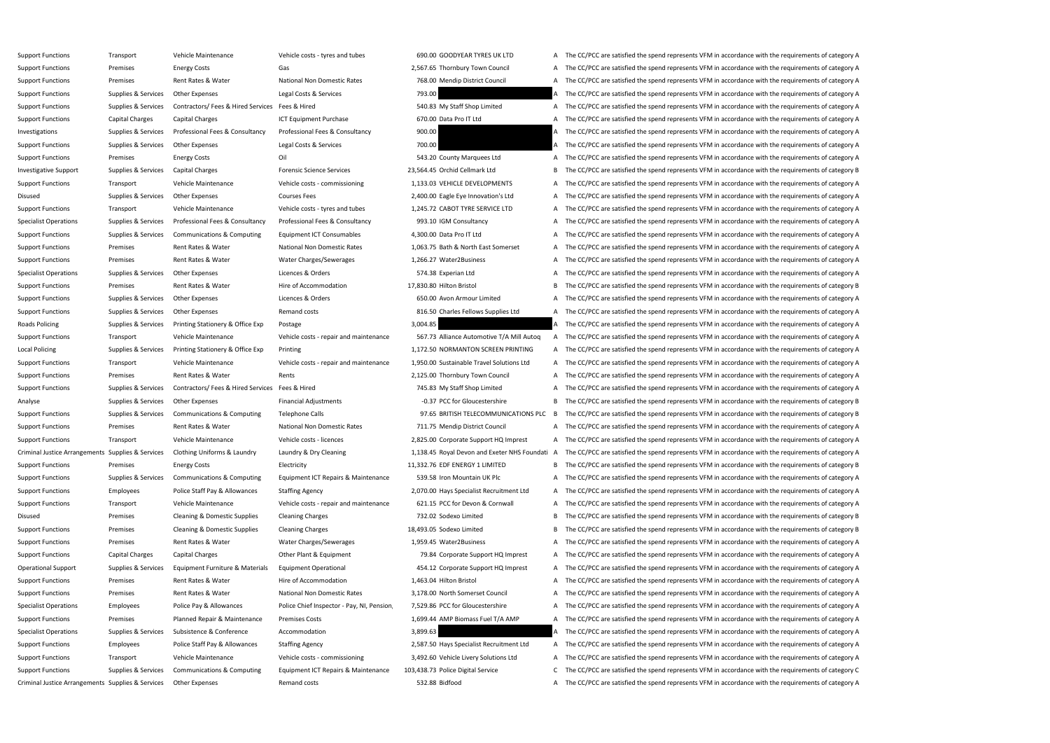| | | | | | | | |
|---|---|---|---|---|---|---|---|
| Support Functions | Transport | Vehicle Maintenance | Vehicle costs - tyres and tubes | 690.00 | GOODYEAR TYRES UK LTD | A | The CC/PCC are satisfied the spend represents VFM in accordance with the requirements of category A |
| Support Functions | Premises | Energy Costs | Gas | 2,567.65 | Thornbury Town Council | A | The CC/PCC are satisfied the spend represents VFM in accordance with the requirements of category A |
| Support Functions | Premises | Rent Rates & Water | National Non Domestic Rates | 768.00 | Mendip District Council | A | The CC/PCC are satisfied the spend represents VFM in accordance with the requirements of category A |
| Support Functions | Supplies & Services | Other Expenses | Legal Costs & Services | 793.00 | | A | The CC/PCC are satisfied the spend represents VFM in accordance with the requirements of category A |
| Support Functions | Supplies & Services | Contractors/ Fees & Hired Services | Fees & Hired | 540.83 | My Staff Shop Limited | A | The CC/PCC are satisfied the spend represents VFM in accordance with the requirements of category A |
| Support Functions | Capital Charges | Capital Charges | ICT Equipment Purchase | 670.00 | Data Pro IT Ltd | A | The CC/PCC are satisfied the spend represents VFM in accordance with the requirements of category A |
| Investigations | Supplies & Services | Professional Fees & Consultancy | Professional Fees & Consultancy | 900.00 | | A | The CC/PCC are satisfied the spend represents VFM in accordance with the requirements of category A |
| Support Functions | Supplies & Services | Other Expenses | Legal Costs & Services | 700.00 | | A | The CC/PCC are satisfied the spend represents VFM in accordance with the requirements of category A |
| Support Functions | Premises | Energy Costs | Oil | 543.20 | County Marquees Ltd | A | The CC/PCC are satisfied the spend represents VFM in accordance with the requirements of category A |
| Investigative Support | Supplies & Services | Capital Charges | Forensic Science Services | 23,564.45 | Orchid Cellmark Ltd | B | The CC/PCC are satisfied the spend represents VFM in accordance with the requirements of category B |
| Support Functions | Transport | Vehicle Maintenance | Vehicle costs - commissioning | 1,133.03 | VEHICLE DEVELOPMENTS | A | The CC/PCC are satisfied the spend represents VFM in accordance with the requirements of category A |
| Disused | Supplies & Services | Other Expenses | Courses Fees | 2,400.00 | Eagle Eye Innovation's Ltd | A | The CC/PCC are satisfied the spend represents VFM in accordance with the requirements of category A |
| Support Functions | Transport | Vehicle Maintenance | Vehicle costs - tyres and tubes | 1,245.72 | CABOT TYRE SERVICE LTD | A | The CC/PCC are satisfied the spend represents VFM in accordance with the requirements of category A |
| Specialist Operations | Supplies & Services | Professional Fees & Consultancy | Professional Fees & Consultancy | 993.10 | IGM Consultancy | A | The CC/PCC are satisfied the spend represents VFM in accordance with the requirements of category A |
| Support Functions | Supplies & Services | Communications & Computing | Equipment ICT Consumables | 4,300.00 | Data Pro IT Ltd | A | The CC/PCC are satisfied the spend represents VFM in accordance with the requirements of category A |
| Support Functions | Premises | Rent Rates & Water | National Non Domestic Rates | 1,063.75 | Bath & North East Somerset | A | The CC/PCC are satisfied the spend represents VFM in accordance with the requirements of category A |
| Support Functions | Premises | Rent Rates & Water | Water Charges/Sewerages | 1,266.27 | Water2Business | A | The CC/PCC are satisfied the spend represents VFM in accordance with the requirements of category A |
| Specialist Operations | Supplies & Services | Other Expenses | Licences & Orders | 574.38 | Experian Ltd | A | The CC/PCC are satisfied the spend represents VFM in accordance with the requirements of category A |
| Support Functions | Premises | Rent Rates & Water | Hire of Accommodation | 17,830.80 | Hilton Bristol | B | The CC/PCC are satisfied the spend represents VFM in accordance with the requirements of category B |
| Support Functions | Supplies & Services | Other Expenses | Licences & Orders | 650.00 | Avon Armour Limited | A | The CC/PCC are satisfied the spend represents VFM in accordance with the requirements of category A |
| Support Functions | Supplies & Services | Other Expenses | Remand costs | 816.50 | Charles Fellows Supplies Ltd | A | The CC/PCC are satisfied the spend represents VFM in accordance with the requirements of category A |
| Roads Policing | Supplies & Services | Printing Stationery & Office Exp | Postage | 3,004.85 | | A | The CC/PCC are satisfied the spend represents VFM in accordance with the requirements of category A |
| Support Functions | Transport | Vehicle Maintenance | Vehicle costs - repair and maintenance | 567.73 | Alliance Automotive T/A Mill Autoq | A | The CC/PCC are satisfied the spend represents VFM in accordance with the requirements of category A |
| Local Policing | Supplies & Services | Printing Stationery & Office Exp | Printing | 1,172.50 | NORMANTON SCREEN PRINTING | A | The CC/PCC are satisfied the spend represents VFM in accordance with the requirements of category A |
| Support Functions | Transport | Vehicle Maintenance | Vehicle costs - repair and maintenance | 1,950.00 | Sustainable Travel Solutions Ltd | A | The CC/PCC are satisfied the spend represents VFM in accordance with the requirements of category A |
| Support Functions | Premises | Rent Rates & Water | Rents | 2,125.00 | Thornbury Town Council | A | The CC/PCC are satisfied the spend represents VFM in accordance with the requirements of category A |
| Support Functions | Supplies & Services | Contractors/ Fees & Hired Services | Fees & Hired | 745.83 | My Staff Shop Limited | A | The CC/PCC are satisfied the spend represents VFM in accordance with the requirements of category A |
| Analyse | Supplies & Services | Other Expenses | Financial Adjustments | -0.37 | PCC for Gloucestershire | B | The CC/PCC are satisfied the spend represents VFM in accordance with the requirements of category B |
| Support Functions | Supplies & Services | Communications & Computing | Telephone Calls | 97.65 | BRITISH TELECOMMUNICATIONS PLC | B | The CC/PCC are satisfied the spend represents VFM in accordance with the requirements of category B |
| Support Functions | Premises | Rent Rates & Water | National Non Domestic Rates | 711.75 | Mendip District Council | A | The CC/PCC are satisfied the spend represents VFM in accordance with the requirements of category A |
| Support Functions | Transport | Vehicle Maintenance | Vehicle costs - licences | 2,825.00 | Corporate Support HQ Imprest | A | The CC/PCC are satisfied the spend represents VFM in accordance with the requirements of category A |
| Criminal Justice Arrangements | Supplies & Services | Clothing Uniforms & Laundry | Laundry & Dry Cleaning | 1,138.45 | Royal Devon and Exeter NHS Foundati | A | The CC/PCC are satisfied the spend represents VFM in accordance with the requirements of category A |
| Support Functions | Premises | Energy Costs | Electricity | 11,332.76 | EDF ENERGY 1 LIMITED | B | The CC/PCC are satisfied the spend represents VFM in accordance with the requirements of category B |
| Support Functions | Supplies & Services | Communications & Computing | Equipment ICT Repairs & Maintenance | 539.58 | Iron Mountain UK Plc | A | The CC/PCC are satisfied the spend represents VFM in accordance with the requirements of category A |
| Support Functions | Employees | Police Staff Pay & Allowances | Staffing Agency | 2,070.00 | Hays Specialist Recruitment Ltd | A | The CC/PCC are satisfied the spend represents VFM in accordance with the requirements of category A |
| Support Functions | Transport | Vehicle Maintenance | Vehicle costs - repair and maintenance | 621.15 | PCC for Devon & Cornwall | A | The CC/PCC are satisfied the spend represents VFM in accordance with the requirements of category A |
| Disused | Premises | Cleaning & Domestic Supplies | Cleaning Charges | 732.02 | Sodexo Limited | B | The CC/PCC are satisfied the spend represents VFM in accordance with the requirements of category B |
| Support Functions | Premises | Cleaning & Domestic Supplies | Cleaning Charges | 18,493.05 | Sodexo Limited | B | The CC/PCC are satisfied the spend represents VFM in accordance with the requirements of category B |
| Support Functions | Premises | Rent Rates & Water | Water Charges/Sewerages | 1,959.45 | Water2Business | A | The CC/PCC are satisfied the spend represents VFM in accordance with the requirements of category A |
| Support Functions | Capital Charges | Capital Charges | Other Plant & Equipment | 79.84 | Corporate Support HQ Imprest | A | The CC/PCC are satisfied the spend represents VFM in accordance with the requirements of category A |
| Operational Support | Supplies & Services | Equipment Furniture & Materials | Equipment Operational | 454.12 | Corporate Support HQ Imprest | A | The CC/PCC are satisfied the spend represents VFM in accordance with the requirements of category A |
| Support Functions | Premises | Rent Rates & Water | Hire of Accommodation | 1,463.04 | Hilton Bristol | A | The CC/PCC are satisfied the spend represents VFM in accordance with the requirements of category A |
| Support Functions | Premises | Rent Rates & Water | National Non Domestic Rates | 3,178.00 | North Somerset Council | A | The CC/PCC are satisfied the spend represents VFM in accordance with the requirements of category A |
| Specialist Operations | Employees | Police Pay & Allowances | Police Chief Inspector - Pay, NI, Pension, | 7,529.86 | PCC for Gloucestershire | A | The CC/PCC are satisfied the spend represents VFM in accordance with the requirements of category A |
| Support Functions | Premises | Planned Repair & Maintenance | Premises Costs | 1,699.44 | AMP Biomass Fuel T/A AMP | A | The CC/PCC are satisfied the spend represents VFM in accordance with the requirements of category A |
| Specialist Operations | Supplies & Services | Subsistence & Conference | Accommodation | 3,899.63 | | A | The CC/PCC are satisfied the spend represents VFM in accordance with the requirements of category A |
| Support Functions | Employees | Police Staff Pay & Allowances | Staffing Agency | 2,587.50 | Hays Specialist Recruitment Ltd | A | The CC/PCC are satisfied the spend represents VFM in accordance with the requirements of category A |
| Support Functions | Transport | Vehicle Maintenance | Vehicle costs - commissioning | 3,492.60 | Vehicle Livery Solutions Ltd | A | The CC/PCC are satisfied the spend represents VFM in accordance with the requirements of category A |
| Support Functions | Supplies & Services | Communications & Computing | Equipment ICT Repairs & Maintenance | 103,438.73 | Police Digital Service | C | The CC/PCC are satisfied the spend represents VFM in accordance with the requirements of category C |
| Criminal Justice Arrangements | Supplies & Services | Other Expenses | Remand costs | 532.88 | Bidfood | A | The CC/PCC are satisfied the spend represents VFM in accordance with the requirements of category A |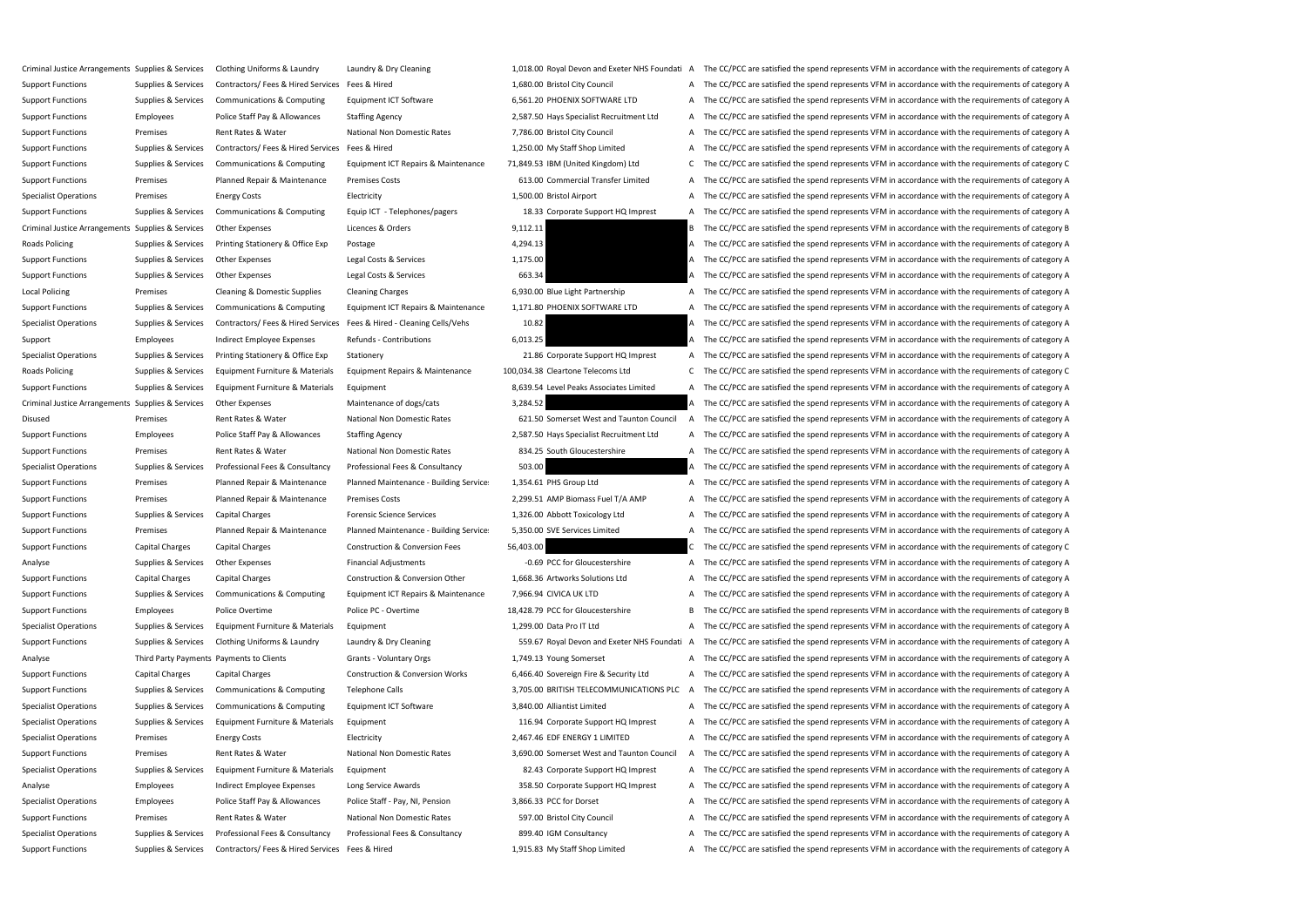| | | | | | | | |
|---|---|---|---|---|---|---|---|
| Criminal Justice Arrangements | Supplies & Services | Clothing Uniforms & Laundry | Laundry & Dry Cleaning | 1,018.00 | Royal Devon and Exeter NHS Foundati | A | The CC/PCC are satisfied the spend represents VFM in accordance with the requirements of category A |
| Support Functions | Supplies & Services | Contractors/ Fees & Hired Services | Fees & Hired | 1,680.00 | Bristol City Council | A | The CC/PCC are satisfied the spend represents VFM in accordance with the requirements of category A |
| Support Functions | Supplies & Services | Communications & Computing | Equipment ICT Software | 6,561.20 | PHOENIX SOFTWARE LTD | A | The CC/PCC are satisfied the spend represents VFM in accordance with the requirements of category A |
| Support Functions | Employees | Police Staff Pay & Allowances | Staffing Agency | 2,587.50 | Hays Specialist Recruitment Ltd | A | The CC/PCC are satisfied the spend represents VFM in accordance with the requirements of category A |
| Support Functions | Premises | Rent Rates & Water | National Non Domestic Rates | 7,786.00 | Bristol City Council | A | The CC/PCC are satisfied the spend represents VFM in accordance with the requirements of category A |
| Support Functions | Supplies & Services | Contractors/ Fees & Hired Services | Fees & Hired | 1,250.00 | My Staff Shop Limited | A | The CC/PCC are satisfied the spend represents VFM in accordance with the requirements of category A |
| Support Functions | Supplies & Services | Communications & Computing | Equipment ICT Repairs & Maintenance | 71,849.53 | IBM (United Kingdom) Ltd | C | The CC/PCC are satisfied the spend represents VFM in accordance with the requirements of category C |
| Support Functions | Premises | Planned Repair & Maintenance | Premises Costs | 613.00 | Commercial Transfer Limited | A | The CC/PCC are satisfied the spend represents VFM in accordance with the requirements of category A |
| Specialist Operations | Premises | Energy Costs | Electricity | 1,500.00 | Bristol Airport | A | The CC/PCC are satisfied the spend represents VFM in accordance with the requirements of category A |
| Support Functions | Supplies & Services | Communications & Computing | Equip ICT - Telephones/pagers | 18.33 | Corporate Support HQ Imprest | A | The CC/PCC are satisfied the spend represents VFM in accordance with the requirements of category A |
| Criminal Justice Arrangements | Supplies & Services | Other Expenses | Licences & Orders | 9,112.11 | | B | The CC/PCC are satisfied the spend represents VFM in accordance with the requirements of category B |
| Roads Policing | Supplies & Services | Printing Stationery & Office Exp | Postage | 4,294.13 | | A | The CC/PCC are satisfied the spend represents VFM in accordance with the requirements of category A |
| Support Functions | Supplies & Services | Other Expenses | Legal Costs & Services | 1,175.00 | | A | The CC/PCC are satisfied the spend represents VFM in accordance with the requirements of category A |
| Support Functions | Supplies & Services | Other Expenses | Legal Costs & Services | 663.34 | | A | The CC/PCC are satisfied the spend represents VFM in accordance with the requirements of category A |
| Local Policing | Premises | Cleaning & Domestic Supplies | Cleaning Charges | 6,930.00 | Blue Light Partnership | A | The CC/PCC are satisfied the spend represents VFM in accordance with the requirements of category A |
| Support Functions | Supplies & Services | Communications & Computing | Equipment ICT Repairs & Maintenance | 1,171.80 | PHOENIX SOFTWARE LTD | A | The CC/PCC are satisfied the spend represents VFM in accordance with the requirements of category A |
| Specialist Operations | Supplies & Services | Contractors/ Fees & Hired Services | Fees & Hired - Cleaning Cells/Vehs | 10.82 | | A | The CC/PCC are satisfied the spend represents VFM in accordance with the requirements of category A |
| Support | Employees | Indirect Employee Expenses | Refunds - Contributions | 6,013.25 | | A | The CC/PCC are satisfied the spend represents VFM in accordance with the requirements of category A |
| Specialist Operations | Supplies & Services | Printing Stationery & Office Exp | Stationery | 21.86 | Corporate Support HQ Imprest | A | The CC/PCC are satisfied the spend represents VFM in accordance with the requirements of category A |
| Roads Policing | Supplies & Services | Equipment Furniture & Materials | Equipment Repairs & Maintenance | 100,034.38 | Cleartone Telecoms Ltd | C | The CC/PCC are satisfied the spend represents VFM in accordance with the requirements of category C |
| Support Functions | Supplies & Services | Equipment Furniture & Materials | Equipment | 8,639.54 | Level Peaks Associates Limited | A | The CC/PCC are satisfied the spend represents VFM in accordance with the requirements of category A |
| Criminal Justice Arrangements | Supplies & Services | Other Expenses | Maintenance of dogs/cats | 3,284.52 | | A | The CC/PCC are satisfied the spend represents VFM in accordance with the requirements of category A |
| Disused | Premises | Rent Rates & Water | National Non Domestic Rates | 621.50 | Somerset West and Taunton Council | A | The CC/PCC are satisfied the spend represents VFM in accordance with the requirements of category A |
| Support Functions | Employees | Police Staff Pay & Allowances | Staffing Agency | 2,587.50 | Hays Specialist Recruitment Ltd | A | The CC/PCC are satisfied the spend represents VFM in accordance with the requirements of category A |
| Support Functions | Premises | Rent Rates & Water | National Non Domestic Rates | 834.25 | South Gloucestershire | A | The CC/PCC are satisfied the spend represents VFM in accordance with the requirements of category A |
| Specialist Operations | Supplies & Services | Professional Fees & Consultancy | Professional Fees & Consultancy | 503.00 | | A | The CC/PCC are satisfied the spend represents VFM in accordance with the requirements of category A |
| Support Functions | Premises | Planned Repair & Maintenance | Planned Maintenance - Building Service: | 1,354.61 | PHS Group Ltd | A | The CC/PCC are satisfied the spend represents VFM in accordance with the requirements of category A |
| Support Functions | Premises | Planned Repair & Maintenance | Premises Costs | 2,299.51 | AMP Biomass Fuel T/A AMP | A | The CC/PCC are satisfied the spend represents VFM in accordance with the requirements of category A |
| Support Functions | Supplies & Services | Capital Charges | Forensic Science Services | 1,326.00 | Abbott Toxicology Ltd | A | The CC/PCC are satisfied the spend represents VFM in accordance with the requirements of category A |
| Support Functions | Premises | Planned Repair & Maintenance | Planned Maintenance - Building Service: | 5,350.00 | SVE Services Limited | A | The CC/PCC are satisfied the spend represents VFM in accordance with the requirements of category A |
| Support Functions | Capital Charges | Capital Charges | Construction & Conversion Fees | 56,403.00 | | C | The CC/PCC are satisfied the spend represents VFM in accordance with the requirements of category C |
| Analyse | Supplies & Services | Other Expenses | Financial Adjustments | -0.69 | PCC for Gloucestershire | A | The CC/PCC are satisfied the spend represents VFM in accordance with the requirements of category A |
| Support Functions | Capital Charges | Capital Charges | Construction & Conversion Other | 1,668.36 | Artworks Solutions Ltd | A | The CC/PCC are satisfied the spend represents VFM in accordance with the requirements of category A |
| Support Functions | Supplies & Services | Communications & Computing | Equipment ICT Repairs & Maintenance | 7,966.94 | CIVICA UK LTD | A | The CC/PCC are satisfied the spend represents VFM in accordance with the requirements of category A |
| Support Functions | Employees | Police Overtime | Police PC - Overtime | 18,428.79 | PCC for Gloucestershire | B | The CC/PCC are satisfied the spend represents VFM in accordance with the requirements of category B |
| Specialist Operations | Supplies & Services | Equipment Furniture & Materials | Equipment | 1,299.00 | Data Pro IT Ltd | A | The CC/PCC are satisfied the spend represents VFM in accordance with the requirements of category A |
| Support Functions | Supplies & Services | Clothing Uniforms & Laundry | Laundry & Dry Cleaning | 559.67 | Royal Devon and Exeter NHS Foundati | A | The CC/PCC are satisfied the spend represents VFM in accordance with the requirements of category A |
| Analyse | Third Party Payments | Payments to Clients | Grants - Voluntary Orgs | 1,749.13 | Young Somerset | A | The CC/PCC are satisfied the spend represents VFM in accordance with the requirements of category A |
| Support Functions | Capital Charges | Capital Charges | Construction & Conversion Works | 6,466.40 | Sovereign Fire & Security Ltd | A | The CC/PCC are satisfied the spend represents VFM in accordance with the requirements of category A |
| Support Functions | Supplies & Services | Communications & Computing | Telephone Calls | 3,705.00 | BRITISH TELECOMMUNICATIONS PLC | A | The CC/PCC are satisfied the spend represents VFM in accordance with the requirements of category A |
| Specialist Operations | Supplies & Services | Communications & Computing | Equipment ICT Software | 3,840.00 | Alliantist Limited | A | The CC/PCC are satisfied the spend represents VFM in accordance with the requirements of category A |
| Specialist Operations | Supplies & Services | Equipment Furniture & Materials | Equipment | 116.94 | Corporate Support HQ Imprest | A | The CC/PCC are satisfied the spend represents VFM in accordance with the requirements of category A |
| Specialist Operations | Premises | Energy Costs | Electricity | 2,467.46 | EDF ENERGY 1 LIMITED | A | The CC/PCC are satisfied the spend represents VFM in accordance with the requirements of category A |
| Support Functions | Premises | Rent Rates & Water | National Non Domestic Rates | 3,690.00 | Somerset West and Taunton Council | A | The CC/PCC are satisfied the spend represents VFM in accordance with the requirements of category A |
| Specialist Operations | Supplies & Services | Equipment Furniture & Materials | Equipment | 82.43 | Corporate Support HQ Imprest | A | The CC/PCC are satisfied the spend represents VFM in accordance with the requirements of category A |
| Analyse | Employees | Indirect Employee Expenses | Long Service Awards | 358.50 | Corporate Support HQ Imprest | A | The CC/PCC are satisfied the spend represents VFM in accordance with the requirements of category A |
| Specialist Operations | Employees | Police Staff Pay & Allowances | Police Staff - Pay, NI, Pension | 3,866.33 | PCC for Dorset | A | The CC/PCC are satisfied the spend represents VFM in accordance with the requirements of category A |
| Support Functions | Premises | Rent Rates & Water | National Non Domestic Rates | 597.00 | Bristol City Council | A | The CC/PCC are satisfied the spend represents VFM in accordance with the requirements of category A |
| Specialist Operations | Supplies & Services | Professional Fees & Consultancy | Professional Fees & Consultancy | 899.40 | IGM Consultancy | A | The CC/PCC are satisfied the spend represents VFM in accordance with the requirements of category A |
| Support Functions | Supplies & Services | Contractors/ Fees & Hired Services | Fees & Hired | 1,915.83 | My Staff Shop Limited | A | The CC/PCC are satisfied the spend represents VFM in accordance with the requirements of category A |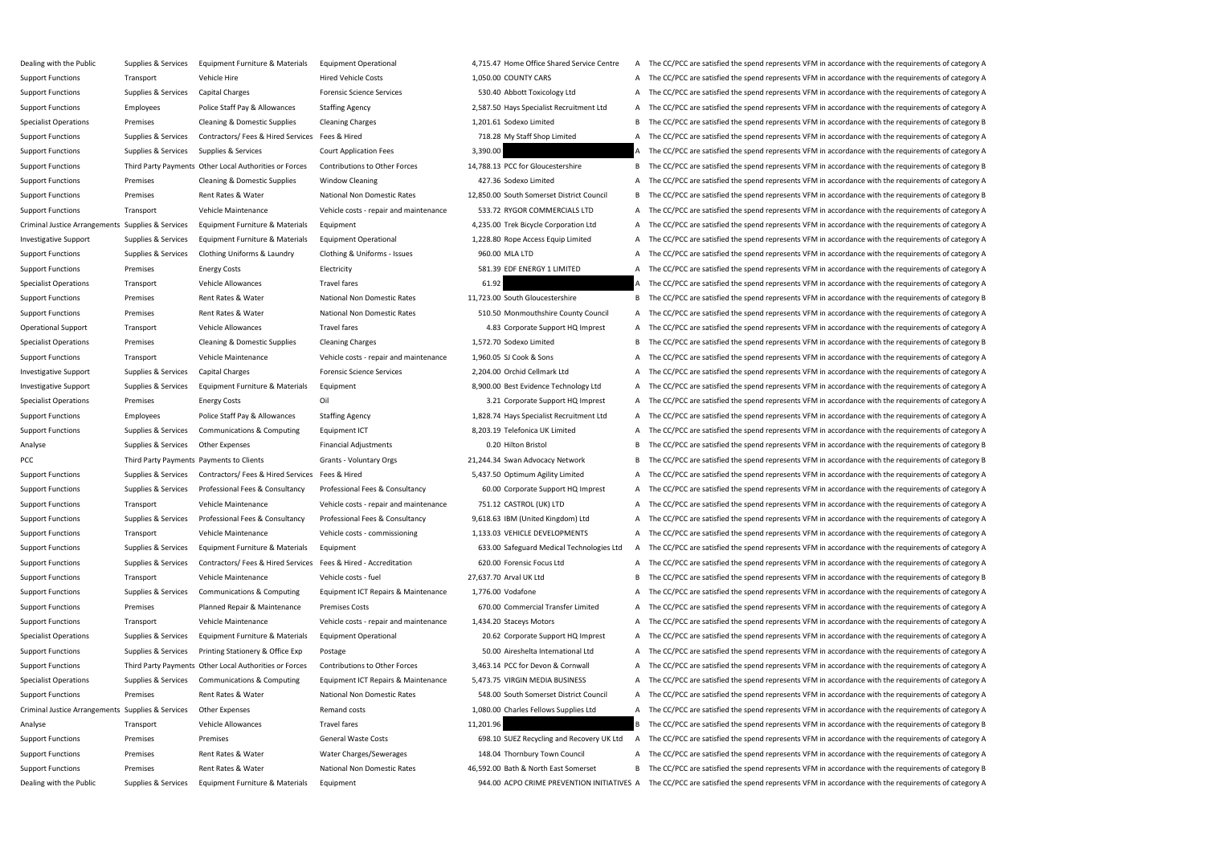| | | | | | | | |
|---|---|---|---|---|---|---|---|
| Dealing with the Public | Supplies & Services | Equipment Furniture & Materials | Equipment Operational | 4,715.47 | Home Office Shared Service Centre | A | The CC/PCC are satisfied the spend represents VFM in accordance with the requirements of category A |
| Support Functions | Transport | Vehicle Hire | Hired Vehicle Costs | 1,050.00 | COUNTY CARS | A | The CC/PCC are satisfied the spend represents VFM in accordance with the requirements of category A |
| Support Functions | Supplies & Services | Capital Charges | Forensic Science Services | 530.40 | Abbott Toxicology Ltd | A | The CC/PCC are satisfied the spend represents VFM in accordance with the requirements of category A |
| Support Functions | Employees | Police Staff Pay & Allowances | Staffing Agency | 2,587.50 | Hays Specialist Recruitment Ltd | A | The CC/PCC are satisfied the spend represents VFM in accordance with the requirements of category A |
| Specialist Operations | Premises | Cleaning & Domestic Supplies | Cleaning Charges | 1,201.61 | Sodexo Limited | B | The CC/PCC are satisfied the spend represents VFM in accordance with the requirements of category B |
| Support Functions | Supplies & Services | Contractors/ Fees & Hired Services | Fees & Hired | 718.28 | My Staff Shop Limited | A | The CC/PCC are satisfied the spend represents VFM in accordance with the requirements of category A |
| Support Functions | Supplies & Services | Supplies & Services | Court Application Fees | 3,390.00 | | A | The CC/PCC are satisfied the spend represents VFM in accordance with the requirements of category A |
| Support Functions | Third Party Payments | Other Local Authorities or Forces | Contributions to Other Forces | 14,788.13 | PCC for Gloucestershire | B | The CC/PCC are satisfied the spend represents VFM in accordance with the requirements of category B |
| Support Functions | Premises | Cleaning & Domestic Supplies | Window Cleaning | 427.36 | Sodexo Limited | A | The CC/PCC are satisfied the spend represents VFM in accordance with the requirements of category A |
| Support Functions | Premises | Rent Rates & Water | National Non Domestic Rates | 12,850.00 | South Somerset District Council | B | The CC/PCC are satisfied the spend represents VFM in accordance with the requirements of category B |
| Support Functions | Transport | Vehicle Maintenance | Vehicle costs - repair and maintenance | 533.72 | RYGOR COMMERCIALS LTD | A | The CC/PCC are satisfied the spend represents VFM in accordance with the requirements of category A |
| Criminal Justice Arrangements | Supplies & Services | Equipment Furniture & Materials | Equipment | 4,235.00 | Trek Bicycle Corporation Ltd | A | The CC/PCC are satisfied the spend represents VFM in accordance with the requirements of category A |
| Investigative Support | Supplies & Services | Equipment Furniture & Materials | Equipment Operational | 1,228.80 | Rope Access Equip Limited | A | The CC/PCC are satisfied the spend represents VFM in accordance with the requirements of category A |
| Support Functions | Supplies & Services | Clothing Uniforms & Laundry | Clothing & Uniforms - Issues | 960.00 | MLA LTD | A | The CC/PCC are satisfied the spend represents VFM in accordance with the requirements of category A |
| Support Functions | Premises | Energy Costs | Electricity | 581.39 | EDF ENERGY 1 LIMITED | A | The CC/PCC are satisfied the spend represents VFM in accordance with the requirements of category A |
| Specialist Operations | Transport | Vehicle Allowances | Travel fares | 61.92 | | A | The CC/PCC are satisfied the spend represents VFM in accordance with the requirements of category A |
| Support Functions | Premises | Rent Rates & Water | National Non Domestic Rates | 11,723.00 | South Gloucestershire | B | The CC/PCC are satisfied the spend represents VFM in accordance with the requirements of category B |
| Support Functions | Premises | Rent Rates & Water | National Non Domestic Rates | 510.50 | Monmouthshire County Council | A | The CC/PCC are satisfied the spend represents VFM in accordance with the requirements of category A |
| Operational Support | Transport | Vehicle Allowances | Travel fares | 4.83 | Corporate Support HQ Imprest | A | The CC/PCC are satisfied the spend represents VFM in accordance with the requirements of category A |
| Specialist Operations | Premises | Cleaning & Domestic Supplies | Cleaning Charges | 1,572.70 | Sodexo Limited | B | The CC/PCC are satisfied the spend represents VFM in accordance with the requirements of category B |
| Support Functions | Transport | Vehicle Maintenance | Vehicle costs - repair and maintenance | 1,960.05 | SJ Cook & Sons | A | The CC/PCC are satisfied the spend represents VFM in accordance with the requirements of category A |
| Investigative Support | Supplies & Services | Capital Charges | Forensic Science Services | 2,204.00 | Orchid Cellmark Ltd | A | The CC/PCC are satisfied the spend represents VFM in accordance with the requirements of category A |
| Investigative Support | Supplies & Services | Equipment Furniture & Materials | Equipment | 8,900.00 | Best Evidence Technology Ltd | A | The CC/PCC are satisfied the spend represents VFM in accordance with the requirements of category A |
| Specialist Operations | Premises | Energy Costs | Oil | 3.21 | Corporate Support HQ Imprest | A | The CC/PCC are satisfied the spend represents VFM in accordance with the requirements of category A |
| Support Functions | Employees | Police Staff Pay & Allowances | Staffing Agency | 1,828.74 | Hays Specialist Recruitment Ltd | A | The CC/PCC are satisfied the spend represents VFM in accordance with the requirements of category A |
| Support Functions | Supplies & Services | Communications & Computing | Equipment ICT | 8,203.19 | Telefonica UK Limited | A | The CC/PCC are satisfied the spend represents VFM in accordance with the requirements of category A |
| Analyse | Supplies & Services | Other Expenses | Financial Adjustments | 0.20 | Hilton Bristol | B | The CC/PCC are satisfied the spend represents VFM in accordance with the requirements of category B |
| PCC | Third Party Payments | Payments to Clients | Grants - Voluntary Orgs | 21,244.34 | Swan Advocacy Network | B | The CC/PCC are satisfied the spend represents VFM in accordance with the requirements of category B |
| Support Functions | Supplies & Services | Contractors/ Fees & Hired Services | Fees & Hired | 5,437.50 | Optimum Agility Limited | A | The CC/PCC are satisfied the spend represents VFM in accordance with the requirements of category A |
| Support Functions | Supplies & Services | Professional Fees & Consultancy | Professional Fees & Consultancy | 60.00 | Corporate Support HQ Imprest | A | The CC/PCC are satisfied the spend represents VFM in accordance with the requirements of category A |
| Support Functions | Transport | Vehicle Maintenance | Vehicle costs - repair and maintenance | 751.12 | CASTROL (UK) LTD | A | The CC/PCC are satisfied the spend represents VFM in accordance with the requirements of category A |
| Support Functions | Supplies & Services | Professional Fees & Consultancy | Professional Fees & Consultancy | 9,618.63 | IBM (United Kingdom) Ltd | A | The CC/PCC are satisfied the spend represents VFM in accordance with the requirements of category A |
| Support Functions | Transport | Vehicle Maintenance | Vehicle costs - commissioning | 1,133.03 | VEHICLE DEVELOPMENTS | A | The CC/PCC are satisfied the spend represents VFM in accordance with the requirements of category A |
| Support Functions | Supplies & Services | Equipment Furniture & Materials | Equipment | 633.00 | Safeguard Medical Technologies Ltd | A | The CC/PCC are satisfied the spend represents VFM in accordance with the requirements of category A |
| Support Functions | Supplies & Services | Contractors/ Fees & Hired Services | Fees & Hired - Accreditation | 620.00 | Forensic Focus Ltd | A | The CC/PCC are satisfied the spend represents VFM in accordance with the requirements of category A |
| Support Functions | Transport | Vehicle Maintenance | Vehicle costs - fuel | 27,637.70 | Arval UK Ltd | B | The CC/PCC are satisfied the spend represents VFM in accordance with the requirements of category B |
| Support Functions | Supplies & Services | Communications & Computing | Equipment ICT Repairs & Maintenance | 1,776.00 | Vodafone | A | The CC/PCC are satisfied the spend represents VFM in accordance with the requirements of category A |
| Support Functions | Premises | Planned Repair & Maintenance | Premises Costs | 670.00 | Commercial Transfer Limited | A | The CC/PCC are satisfied the spend represents VFM in accordance with the requirements of category A |
| Support Functions | Transport | Vehicle Maintenance | Vehicle costs - repair and maintenance | 1,434.20 | Staceys Motors | A | The CC/PCC are satisfied the spend represents VFM in accordance with the requirements of category A |
| Specialist Operations | Supplies & Services | Equipment Furniture & Materials | Equipment Operational | 20.62 | Corporate Support HQ Imprest | A | The CC/PCC are satisfied the spend represents VFM in accordance with the requirements of category A |
| Support Functions | Supplies & Services | Printing Stationery & Office Exp | Postage | 50.00 | Aireshelta International Ltd | A | The CC/PCC are satisfied the spend represents VFM in accordance with the requirements of category A |
| Support Functions | Third Party Payments | Other Local Authorities or Forces | Contributions to Other Forces | 3,463.14 | PCC for Devon & Cornwall | A | The CC/PCC are satisfied the spend represents VFM in accordance with the requirements of category A |
| Specialist Operations | Supplies & Services | Communications & Computing | Equipment ICT Repairs & Maintenance | 5,473.75 | VIRGIN MEDIA BUSINESS | A | The CC/PCC are satisfied the spend represents VFM in accordance with the requirements of category A |
| Support Functions | Premises | Rent Rates & Water | National Non Domestic Rates | 548.00 | South Somerset District Council | A | The CC/PCC are satisfied the spend represents VFM in accordance with the requirements of category A |
| Criminal Justice Arrangements | Supplies & Services | Other Expenses | Remand costs | 1,080.00 | Charles Fellows Supplies Ltd | A | The CC/PCC are satisfied the spend represents VFM in accordance with the requirements of category A |
| Analyse | Transport | Vehicle Allowances | Travel fares | 11,201.96 | | B | The CC/PCC are satisfied the spend represents VFM in accordance with the requirements of category B |
| Support Functions | Premises | Premises | General Waste Costs | 698.10 | SUEZ Recycling and Recovery UK Ltd | A | The CC/PCC are satisfied the spend represents VFM in accordance with the requirements of category A |
| Support Functions | Premises | Rent Rates & Water | Water Charges/Sewerages | 148.04 | Thornbury Town Council | A | The CC/PCC are satisfied the spend represents VFM in accordance with the requirements of category A |
| Support Functions | Premises | Rent Rates & Water | National Non Domestic Rates | 46,592.00 | Bath & North East Somerset | B | The CC/PCC are satisfied the spend represents VFM in accordance with the requirements of category B |
| Dealing with the Public | Supplies & Services | Equipment Furniture & Materials | Equipment | 944.00 | ACPO CRIME PREVENTION INITIATIVES | A | The CC/PCC are satisfied the spend represents VFM in accordance with the requirements of category A |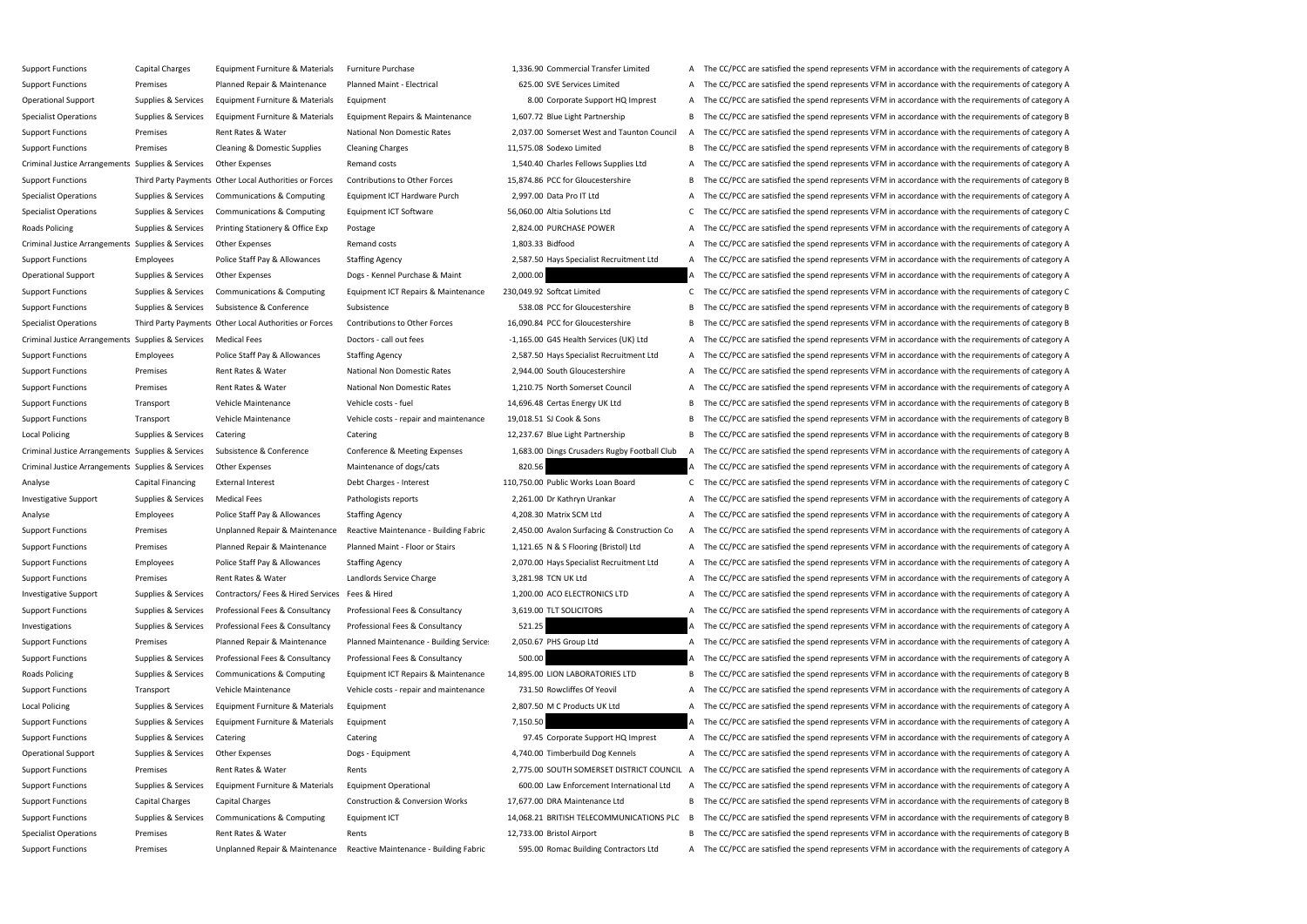| | | | | | | | |
|---|---|---|---|---|---|---|---|
| Support Functions | Capital Charges | Equipment Furniture & Materials | Furniture Purchase | 1,336.90 | Commercial Transfer Limited | A | The CC/PCC are satisfied the spend represents VFM in accordance with the requirements of category A |
| Support Functions | Premises | Planned Repair & Maintenance | Planned Maint - Electrical | 625.00 | SVE Services Limited | A | The CC/PCC are satisfied the spend represents VFM in accordance with the requirements of category A |
| Operational Support | Supplies & Services | Equipment Furniture & Materials | Equipment | 8.00 | Corporate Support HQ Imprest | A | The CC/PCC are satisfied the spend represents VFM in accordance with the requirements of category A |
| Specialist Operations | Supplies & Services | Equipment Furniture & Materials | Equipment Repairs & Maintenance | 1,607.72 | Blue Light Partnership | B | The CC/PCC are satisfied the spend represents VFM in accordance with the requirements of category B |
| Support Functions | Premises | Rent Rates & Water | National Non Domestic Rates | 2,037.00 | Somerset West and Taunton Council | A | The CC/PCC are satisfied the spend represents VFM in accordance with the requirements of category A |
| Support Functions | Premises | Cleaning & Domestic Supplies | Cleaning Charges | 11,575.08 | Sodexo Limited | B | The CC/PCC are satisfied the spend represents VFM in accordance with the requirements of category B |
| Criminal Justice Arrangements | Supplies & Services | Other Expenses | Remand costs | 1,540.40 | Charles Fellows Supplies Ltd | A | The CC/PCC are satisfied the spend represents VFM in accordance with the requirements of category A |
| Support Functions | Third Party Payments | Other Local Authorities or Forces | Contributions to Other Forces | 15,874.86 | PCC for Gloucestershire | B | The CC/PCC are satisfied the spend represents VFM in accordance with the requirements of category B |
| Specialist Operations | Supplies & Services | Communications & Computing | Equipment ICT Hardware Purch | 2,997.00 | Data Pro IT Ltd | A | The CC/PCC are satisfied the spend represents VFM in accordance with the requirements of category A |
| Specialist Operations | Supplies & Services | Communications & Computing | Equipment ICT Software | 56,060.00 | Altia Solutions Ltd | C | The CC/PCC are satisfied the spend represents VFM in accordance with the requirements of category C |
| Roads Policing | Supplies & Services | Printing Stationery & Office Exp | Postage | 2,824.00 | PURCHASE POWER | A | The CC/PCC are satisfied the spend represents VFM in accordance with the requirements of category A |
| Criminal Justice Arrangements | Supplies & Services | Other Expenses | Remand costs | 1,803.33 | Bidfood | A | The CC/PCC are satisfied the spend represents VFM in accordance with the requirements of category A |
| Support Functions | Employees | Police Staff Pay & Allowances | Staffing Agency | 2,587.50 | Hays Specialist Recruitment Ltd | A | The CC/PCC are satisfied the spend represents VFM in accordance with the requirements of category A |
| Operational Support | Supplies & Services | Other Expenses | Dogs - Kennel Purchase & Maint | 2,000.00 | | A | The CC/PCC are satisfied the spend represents VFM in accordance with the requirements of category A |
| Support Functions | Supplies & Services | Communications & Computing | Equipment ICT Repairs & Maintenance | 230,049.92 | Softcat Limited | C | The CC/PCC are satisfied the spend represents VFM in accordance with the requirements of category C |
| Support Functions | Supplies & Services | Subsistence & Conference | Subsistence | 538.08 | PCC for Gloucestershire | B | The CC/PCC are satisfied the spend represents VFM in accordance with the requirements of category B |
| Specialist Operations | Third Party Payments | Other Local Authorities or Forces | Contributions to Other Forces | 16,090.84 | PCC for Gloucestershire | B | The CC/PCC are satisfied the spend represents VFM in accordance with the requirements of category B |
| Criminal Justice Arrangements | Supplies & Services | Medical Fees | Doctors - call out fees | -1,165.00 | G4S Health Services (UK) Ltd | A | The CC/PCC are satisfied the spend represents VFM in accordance with the requirements of category A |
| Support Functions | Employees | Police Staff Pay & Allowances | Staffing Agency | 2,587.50 | Hays Specialist Recruitment Ltd | A | The CC/PCC are satisfied the spend represents VFM in accordance with the requirements of category A |
| Support Functions | Premises | Rent Rates & Water | National Non Domestic Rates | 2,944.00 | South Gloucestershire | A | The CC/PCC are satisfied the spend represents VFM in accordance with the requirements of category A |
| Support Functions | Premises | Rent Rates & Water | National Non Domestic Rates | 1,210.75 | North Somerset Council | A | The CC/PCC are satisfied the spend represents VFM in accordance with the requirements of category A |
| Support Functions | Transport | Vehicle Maintenance | Vehicle costs - fuel | 14,696.48 | Certas Energy UK Ltd | B | The CC/PCC are satisfied the spend represents VFM in accordance with the requirements of category B |
| Support Functions | Transport | Vehicle Maintenance | Vehicle costs - repair and maintenance | 19,018.51 | SJ Cook & Sons | B | The CC/PCC are satisfied the spend represents VFM in accordance with the requirements of category B |
| Local Policing | Supplies & Services | Catering | Catering | 12,237.67 | Blue Light Partnership | B | The CC/PCC are satisfied the spend represents VFM in accordance with the requirements of category B |
| Criminal Justice Arrangements | Supplies & Services | Subsistence & Conference | Conference & Meeting Expenses | 1,683.00 | Dings Crusaders Rugby Football Club | A | The CC/PCC are satisfied the spend represents VFM in accordance with the requirements of category A |
| Criminal Justice Arrangements | Supplies & Services | Other Expenses | Maintenance of dogs/cats | 820.56 | | A | The CC/PCC are satisfied the spend represents VFM in accordance with the requirements of category A |
| Analyse | Capital Financing | External Interest | Debt Charges - Interest | 110,750.00 | Public Works Loan Board | C | The CC/PCC are satisfied the spend represents VFM in accordance with the requirements of category C |
| Investigative Support | Supplies & Services | Medical Fees | Pathologists reports | 2,261.00 | Dr Kathryn Urankar | A | The CC/PCC are satisfied the spend represents VFM in accordance with the requirements of category A |
| Analyse | Employees | Police Staff Pay & Allowances | Staffing Agency | 4,208.30 | Matrix SCM Ltd | A | The CC/PCC are satisfied the spend represents VFM in accordance with the requirements of category A |
| Support Functions | Premises | Unplanned Repair & Maintenance | Reactive Maintenance - Building Fabric | 2,450.00 | Avalon Surfacing & Construction Co | A | The CC/PCC are satisfied the spend represents VFM in accordance with the requirements of category A |
| Support Functions | Premises | Planned Repair & Maintenance | Planned Maint - Floor or Stairs | 1,121.65 | N & S Flooring (Bristol) Ltd | A | The CC/PCC are satisfied the spend represents VFM in accordance with the requirements of category A |
| Support Functions | Employees | Police Staff Pay & Allowances | Staffing Agency | 2,070.00 | Hays Specialist Recruitment Ltd | A | The CC/PCC are satisfied the spend represents VFM in accordance with the requirements of category A |
| Support Functions | Premises | Rent Rates & Water | Landlords Service Charge | 3,281.98 | TCN UK Ltd | A | The CC/PCC are satisfied the spend represents VFM in accordance with the requirements of category A |
| Investigative Support | Supplies & Services | Contractors/ Fees & Hired Services | Fees & Hired | 1,200.00 | ACO ELECTRONICS LTD | A | The CC/PCC are satisfied the spend represents VFM in accordance with the requirements of category A |
| Support Functions | Supplies & Services | Professional Fees & Consultancy | Professional Fees & Consultancy | 3,619.00 | TLT SOLICITORS | A | The CC/PCC are satisfied the spend represents VFM in accordance with the requirements of category A |
| Investigations | Supplies & Services | Professional Fees & Consultancy | Professional Fees & Consultancy | 521.25 | | A | The CC/PCC are satisfied the spend represents VFM in accordance with the requirements of category A |
| Support Functions | Premises | Planned Repair & Maintenance | Planned Maintenance - Building Services | 2,050.67 | PHS Group Ltd | A | The CC/PCC are satisfied the spend represents VFM in accordance with the requirements of category A |
| Support Functions | Supplies & Services | Professional Fees & Consultancy | Professional Fees & Consultancy | 500.00 | | A | The CC/PCC are satisfied the spend represents VFM in accordance with the requirements of category A |
| Roads Policing | Supplies & Services | Communications & Computing | Equipment ICT Repairs & Maintenance | 14,895.00 | LION LABORATORIES LTD | B | The CC/PCC are satisfied the spend represents VFM in accordance with the requirements of category B |
| Support Functions | Transport | Vehicle Maintenance | Vehicle costs - repair and maintenance | 731.50 | Rowcliffes Of Yeovil | A | The CC/PCC are satisfied the spend represents VFM in accordance with the requirements of category A |
| Local Policing | Supplies & Services | Equipment Furniture & Materials | Equipment | 2,807.50 | M C Products UK Ltd | A | The CC/PCC are satisfied the spend represents VFM in accordance with the requirements of category A |
| Support Functions | Supplies & Services | Equipment Furniture & Materials | Equipment | 7,150.50 | | A | The CC/PCC are satisfied the spend represents VFM in accordance with the requirements of category A |
| Support Functions | Supplies & Services | Catering | Catering | 97.45 | Corporate Support HQ Imprest | A | The CC/PCC are satisfied the spend represents VFM in accordance with the requirements of category A |
| Operational Support | Supplies & Services | Other Expenses | Dogs - Equipment | 4,740.00 | Timberbuild Dog Kennels | A | The CC/PCC are satisfied the spend represents VFM in accordance with the requirements of category A |
| Support Functions | Premises | Rent Rates & Water | Rents | 2,775.00 | SOUTH SOMERSET DISTRICT COUNCIL | A | The CC/PCC are satisfied the spend represents VFM in accordance with the requirements of category A |
| Support Functions | Supplies & Services | Equipment Furniture & Materials | Equipment Operational | 600.00 | Law Enforcement International Ltd | A | The CC/PCC are satisfied the spend represents VFM in accordance with the requirements of category A |
| Support Functions | Capital Charges | Capital Charges | Construction & Conversion Works | 17,677.00 | DRA Maintenance Ltd | B | The CC/PCC are satisfied the spend represents VFM in accordance with the requirements of category B |
| Support Functions | Supplies & Services | Communications & Computing | Equipment ICT | 14,068.21 | BRITISH TELECOMMUNICATIONS PLC | B | The CC/PCC are satisfied the spend represents VFM in accordance with the requirements of category B |
| Specialist Operations | Premises | Rent Rates & Water | Rents | 12,733.00 | Bristol Airport | B | The CC/PCC are satisfied the spend represents VFM in accordance with the requirements of category B |
| Support Functions | Premises | Unplanned Repair & Maintenance | Reactive Maintenance - Building Fabric | 595.00 | Romac Building Contractors Ltd | A | The CC/PCC are satisfied the spend represents VFM in accordance with the requirements of category A |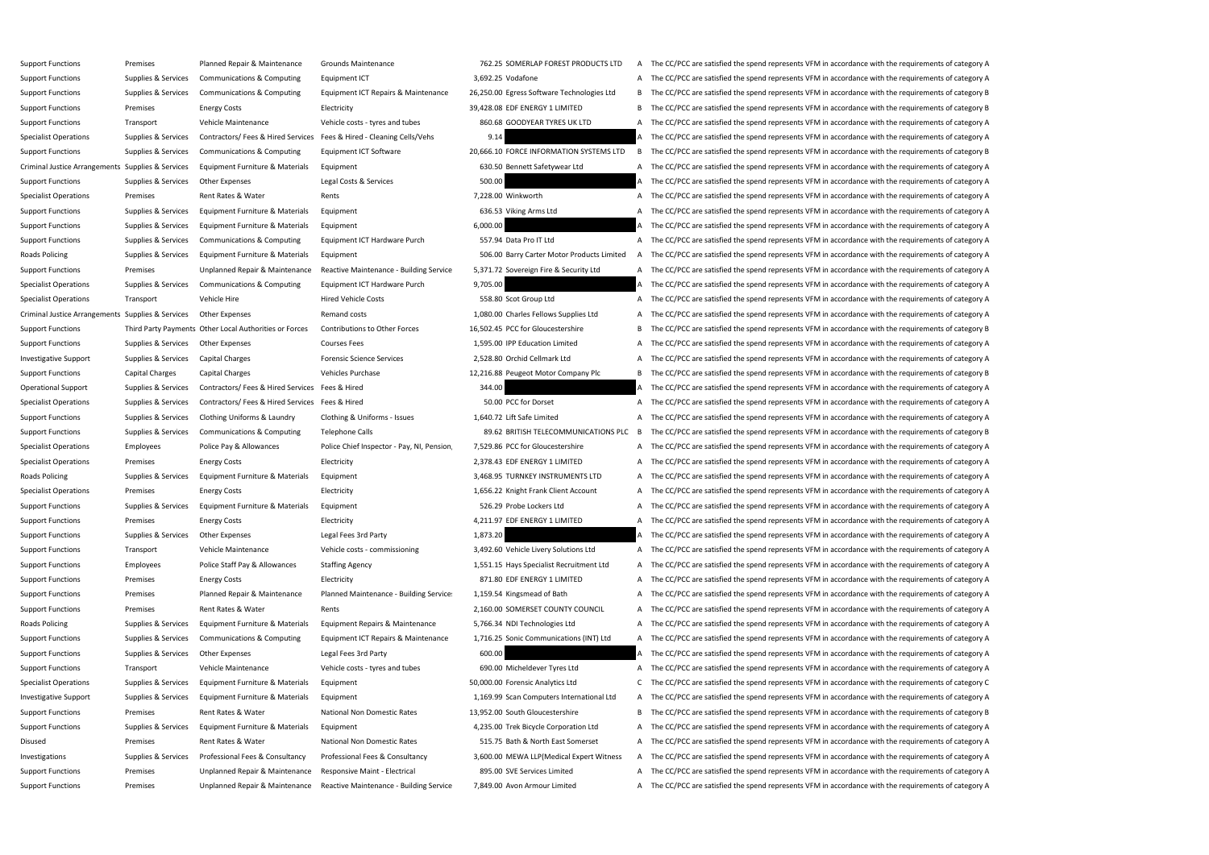| | | | | | | | |
|---|---|---|---|---|---|---|---|
| Support Functions | Premises | Planned Repair & Maintenance | Grounds Maintenance | 762.25 | SOMERLAP FOREST PRODUCTS LTD | A | The CC/PCC are satisfied the spend represents VFM in accordance with the requirements of category A |
| Support Functions | Supplies & Services | Communications & Computing | Equipment ICT | 3,692.25 | Vodafone | A | The CC/PCC are satisfied the spend represents VFM in accordance with the requirements of category A |
| Support Functions | Supplies & Services | Communications & Computing | Equipment ICT Repairs & Maintenance | 26,250.00 | Egress Software Technologies Ltd | B | The CC/PCC are satisfied the spend represents VFM in accordance with the requirements of category B |
| Support Functions | Premises | Energy Costs | Electricity | 39,428.08 | EDF ENERGY 1 LIMITED | B | The CC/PCC are satisfied the spend represents VFM in accordance with the requirements of category B |
| Support Functions | Transport | Vehicle Maintenance | Vehicle costs - tyres and tubes | 860.68 | GOODYEAR TYRES UK LTD | A | The CC/PCC are satisfied the spend represents VFM in accordance with the requirements of category A |
| Specialist Operations | Supplies & Services | Contractors/ Fees & Hired Services | Fees & Hired - Cleaning Cells/Vehs | 9.14 | | A | The CC/PCC are satisfied the spend represents VFM in accordance with the requirements of category A |
| Support Functions | Supplies & Services | Communications & Computing | Equipment ICT Software | 20,666.10 | FORCE INFORMATION SYSTEMS LTD | B | The CC/PCC are satisfied the spend represents VFM in accordance with the requirements of category B |
| Criminal Justice Arrangements | Supplies & Services | Equipment Furniture & Materials | Equipment | 630.50 | Bennett Safetywear Ltd | A | The CC/PCC are satisfied the spend represents VFM in accordance with the requirements of category A |
| Support Functions | Supplies & Services | Other Expenses | Legal Costs & Services | 500.00 | | A | The CC/PCC are satisfied the spend represents VFM in accordance with the requirements of category A |
| Specialist Operations | Premises | Rent Rates & Water | Rents | 7,228.00 | Winkworth | A | The CC/PCC are satisfied the spend represents VFM in accordance with the requirements of category A |
| Support Functions | Supplies & Services | Equipment Furniture & Materials | Equipment | 636.53 | Viking Arms Ltd | A | The CC/PCC are satisfied the spend represents VFM in accordance with the requirements of category A |
| Support Functions | Supplies & Services | Equipment Furniture & Materials | Equipment | 6,000.00 | | A | The CC/PCC are satisfied the spend represents VFM in accordance with the requirements of category A |
| Support Functions | Supplies & Services | Communications & Computing | Equipment ICT Hardware Purch | 557.94 | Data Pro IT Ltd | A | The CC/PCC are satisfied the spend represents VFM in accordance with the requirements of category A |
| Roads Policing | Supplies & Services | Equipment Furniture & Materials | Equipment | 506.00 | Barry Carter Motor Products Limited | A | The CC/PCC are satisfied the spend represents VFM in accordance with the requirements of category A |
| Support Functions | Premises | Unplanned Repair & Maintenance | Reactive Maintenance - Building Service | 5,371.72 | Sovereign Fire & Security Ltd | A | The CC/PCC are satisfied the spend represents VFM in accordance with the requirements of category A |
| Specialist Operations | Supplies & Services | Communications & Computing | Equipment ICT Hardware Purch | 9,705.00 | | A | The CC/PCC are satisfied the spend represents VFM in accordance with the requirements of category A |
| Specialist Operations | Transport | Vehicle Hire | Hired Vehicle Costs | 558.80 | Scot Group Ltd | A | The CC/PCC are satisfied the spend represents VFM in accordance with the requirements of category A |
| Criminal Justice Arrangements | Supplies & Services | Other Expenses | Remand costs | 1,080.00 | Charles Fellows Supplies Ltd | A | The CC/PCC are satisfied the spend represents VFM in accordance with the requirements of category A |
| Support Functions | Third Party Payments | Other Local Authorities or Forces | Contributions to Other Forces | 16,502.45 | PCC for Gloucestershire | B | The CC/PCC are satisfied the spend represents VFM in accordance with the requirements of category B |
| Support Functions | Supplies & Services | Other Expenses | Courses Fees | 1,595.00 | IPP Education Limited | A | The CC/PCC are satisfied the spend represents VFM in accordance with the requirements of category A |
| Investigative Support | Supplies & Services | Capital Charges | Forensic Science Services | 2,528.80 | Orchid Cellmark Ltd | A | The CC/PCC are satisfied the spend represents VFM in accordance with the requirements of category A |
| Support Functions | Capital Charges | Capital Charges | Vehicles Purchase | 12,216.88 | Peugeot Motor Company Plc | B | The CC/PCC are satisfied the spend represents VFM in accordance with the requirements of category B |
| Operational Support | Supplies & Services | Contractors/ Fees & Hired Services | Fees & Hired | 344.00 | | A | The CC/PCC are satisfied the spend represents VFM in accordance with the requirements of category A |
| Specialist Operations | Supplies & Services | Contractors/ Fees & Hired Services | Fees & Hired | 50.00 | PCC for Dorset | A | The CC/PCC are satisfied the spend represents VFM in accordance with the requirements of category A |
| Support Functions | Supplies & Services | Clothing Uniforms & Laundry | Clothing & Uniforms - Issues | 1,640.72 | Lift Safe Limited | A | The CC/PCC are satisfied the spend represents VFM in accordance with the requirements of category A |
| Support Functions | Supplies & Services | Communications & Computing | Telephone Calls | 89.62 | BRITISH TELECOMMUNICATIONS PLC | B | The CC/PCC are satisfied the spend represents VFM in accordance with the requirements of category B |
| Specialist Operations | Employees | Police Pay & Allowances | Police Chief Inspector - Pay, NI, Pension | 7,529.86 | PCC for Gloucestershire | A | The CC/PCC are satisfied the spend represents VFM in accordance with the requirements of category A |
| Specialist Operations | Premises | Energy Costs | Electricity | 2,378.43 | EDF ENERGY 1 LIMITED | A | The CC/PCC are satisfied the spend represents VFM in accordance with the requirements of category A |
| Roads Policing | Supplies & Services | Equipment Furniture & Materials | Equipment | 3,468.95 | TURNKEY INSTRUMENTS LTD | A | The CC/PCC are satisfied the spend represents VFM in accordance with the requirements of category A |
| Specialist Operations | Premises | Energy Costs | Electricity | 1,656.22 | Knight Frank Client Account | A | The CC/PCC are satisfied the spend represents VFM in accordance with the requirements of category A |
| Support Functions | Supplies & Services | Equipment Furniture & Materials | Equipment | 526.29 | Probe Lockers Ltd | A | The CC/PCC are satisfied the spend represents VFM in accordance with the requirements of category A |
| Support Functions | Premises | Energy Costs | Electricity | 4,211.97 | EDF ENERGY 1 LIMITED | A | The CC/PCC are satisfied the spend represents VFM in accordance with the requirements of category A |
| Support Functions | Supplies & Services | Other Expenses | Legal Fees 3rd Party | 1,873.20 | | A | The CC/PCC are satisfied the spend represents VFM in accordance with the requirements of category A |
| Support Functions | Transport | Vehicle Maintenance | Vehicle costs - commissioning | 3,492.60 | Vehicle Livery Solutions Ltd | A | The CC/PCC are satisfied the spend represents VFM in accordance with the requirements of category A |
| Support Functions | Employees | Police Staff Pay & Allowances | Staffing Agency | 1,551.15 | Hays Specialist Recruitment Ltd | A | The CC/PCC are satisfied the spend represents VFM in accordance with the requirements of category A |
| Support Functions | Premises | Energy Costs | Electricity | 871.80 | EDF ENERGY 1 LIMITED | A | The CC/PCC are satisfied the spend represents VFM in accordance with the requirements of category A |
| Support Functions | Premises | Planned Repair & Maintenance | Planned Maintenance - Building Service | 1,159.54 | Kingsmead of Bath | A | The CC/PCC are satisfied the spend represents VFM in accordance with the requirements of category A |
| Support Functions | Premises | Rent Rates & Water | Rents | 2,160.00 | SOMERSET COUNTY COUNCIL | A | The CC/PCC are satisfied the spend represents VFM in accordance with the requirements of category A |
| Roads Policing | Supplies & Services | Equipment Furniture & Materials | Equipment Repairs & Maintenance | 5,766.34 | NDI Technologies Ltd | A | The CC/PCC are satisfied the spend represents VFM in accordance with the requirements of category A |
| Support Functions | Supplies & Services | Communications & Computing | Equipment ICT Repairs & Maintenance | 1,716.25 | Sonic Communications (INT) Ltd | A | The CC/PCC are satisfied the spend represents VFM in accordance with the requirements of category A |
| Support Functions | Supplies & Services | Other Expenses | Legal Fees 3rd Party | 600.00 | | A | The CC/PCC are satisfied the spend represents VFM in accordance with the requirements of category A |
| Support Functions | Transport | Vehicle Maintenance | Vehicle costs - tyres and tubes | 690.00 | Micheldever Tyres Ltd | A | The CC/PCC are satisfied the spend represents VFM in accordance with the requirements of category A |
| Specialist Operations | Supplies & Services | Equipment Furniture & Materials | Equipment | 50,000.00 | Forensic Analytics Ltd | C | The CC/PCC are satisfied the spend represents VFM in accordance with the requirements of category C |
| Investigative Support | Supplies & Services | Equipment Furniture & Materials | Equipment | 1,169.99 | Scan Computers International Ltd | A | The CC/PCC are satisfied the spend represents VFM in accordance with the requirements of category A |
| Support Functions | Premises | Rent Rates & Water | National Non Domestic Rates | 13,952.00 | South Gloucestershire | B | The CC/PCC are satisfied the spend represents VFM in accordance with the requirements of category B |
| Support Functions | Supplies & Services | Equipment Furniture & Materials | Equipment | 4,235.00 | Trek Bicycle Corporation Ltd | A | The CC/PCC are satisfied the spend represents VFM in accordance with the requirements of category A |
| Disused | Premises | Rent Rates & Water | National Non Domestic Rates | 515.75 | Bath & North East Somerset | A | The CC/PCC are satisfied the spend represents VFM in accordance with the requirements of category A |
| Investigations | Supplies & Services | Professional Fees & Consultancy | Professional Fees & Consultancy | 3,600.00 | MEWA LLP(Medical Expert Witness | A | The CC/PCC are satisfied the spend represents VFM in accordance with the requirements of category A |
| Support Functions | Premises | Unplanned Repair & Maintenance | Responsive Maint - Electrical | 895.00 | SVE Services Limited | A | The CC/PCC are satisfied the spend represents VFM in accordance with the requirements of category A |
| Support Functions | Premises | Unplanned Repair & Maintenance | Reactive Maintenance - Building Service | 7,849.00 | Avon Armour Limited | A | The CC/PCC are satisfied the spend represents VFM in accordance with the requirements of category A |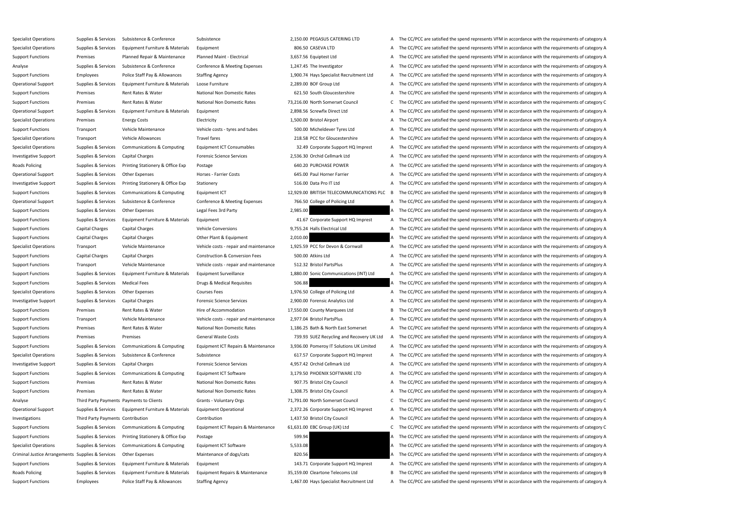| | | | | | | | |
|---|---|---|---|---|---|---|---|
| Specialist Operations | Supplies & Services | Subsistence & Conference | Subsistence | 2,150.00 | PEGASUS CATERING LTD | A | The CC/PCC are satisfied the spend represents VFM in accordance with the requirements of category A |
| Specialist Operations | Supplies & Services | Equipment Furniture & Materials | Equipment | 806.50 | CASEVA LTD | A | The CC/PCC are satisfied the spend represents VFM in accordance with the requirements of category A |
| Support Functions | Premises | Planned Repair & Maintenance | Planned Maint - Electrical | 3,657.56 | Equiptest Ltd | A | The CC/PCC are satisfied the spend represents VFM in accordance with the requirements of category A |
| Analyse | Supplies & Services | Subsistence & Conference | Conference & Meeting Expenses | 1,247.45 | The Investigator | A | The CC/PCC are satisfied the spend represents VFM in accordance with the requirements of category A |
| Support Functions | Employees | Police Staff Pay & Allowances | Staffing Agency | 1,900.74 | Hays Specialist Recruitment Ltd | A | The CC/PCC are satisfied the spend represents VFM in accordance with the requirements of category A |
| Operational Support | Supplies & Services | Equipment Furniture & Materials | Loose Furniture | 2,289.00 | BOF Group Ltd | A | The CC/PCC are satisfied the spend represents VFM in accordance with the requirements of category A |
| Support Functions | Premises | Rent Rates & Water | National Non Domestic Rates | 621.50 | South Gloucestershire | A | The CC/PCC are satisfied the spend represents VFM in accordance with the requirements of category A |
| Support Functions | Premises | Rent Rates & Water | National Non Domestic Rates | 73,216.00 | North Somerset Council | C | The CC/PCC are satisfied the spend represents VFM in accordance with the requirements of category C |
| Operational Support | Supplies & Services | Equipment Furniture & Materials | Equipment | 2,898.56 | Screwfix Direct Ltd | A | The CC/PCC are satisfied the spend represents VFM in accordance with the requirements of category A |
| Specialist Operations | Premises | Energy Costs | Electricity | 1,500.00 | Bristol Airport | A | The CC/PCC are satisfied the spend represents VFM in accordance with the requirements of category A |
| Support Functions | Transport | Vehicle Maintenance | Vehicle costs - tyres and tubes | 500.00 | Micheldever Tyres Ltd | A | The CC/PCC are satisfied the spend represents VFM in accordance with the requirements of category A |
| Specialist Operations | Transport | Vehicle Allowances | Travel fares | 218.58 | PCC for Gloucestershire | A | The CC/PCC are satisfied the spend represents VFM in accordance with the requirements of category A |
| Specialist Operations | Supplies & Services | Communications & Computing | Equipment ICT Consumables | 32.49 | Corporate Support HQ Imprest | A | The CC/PCC are satisfied the spend represents VFM in accordance with the requirements of category A |
| Investigative Support | Supplies & Services | Capital Charges | Forensic Science Services | 2,536.30 | Orchid Cellmark Ltd | A | The CC/PCC are satisfied the spend represents VFM in accordance with the requirements of category A |
| Roads Policing | Supplies & Services | Printing Stationery & Office Exp | Postage | 640.20 | PURCHASE POWER | A | The CC/PCC are satisfied the spend represents VFM in accordance with the requirements of category A |
| Operational Support | Supplies & Services | Other Expenses | Horses - Farrier Costs | 645.00 | Paul Horner Farrier | A | The CC/PCC are satisfied the spend represents VFM in accordance with the requirements of category A |
| Investigative Support | Supplies & Services | Printing Stationery & Office Exp | Stationery | 516.00 | Data Pro IT Ltd | A | The CC/PCC are satisfied the spend represents VFM in accordance with the requirements of category A |
| Support Functions | Supplies & Services | Communications & Computing | Equipment ICT | 12,929.00 | BRITISH TELECOMMUNICATIONS PLC | B | The CC/PCC are satisfied the spend represents VFM in accordance with the requirements of category B |
| Operational Support | Supplies & Services | Subsistence & Conference | Conference & Meeting Expenses | 766.50 | College of Policing Ltd | A | The CC/PCC are satisfied the spend represents VFM in accordance with the requirements of category A |
| Support Functions | Supplies & Services | Other Expenses | Legal Fees 3rd Party | 2,985.00 | | A | The CC/PCC are satisfied the spend represents VFM in accordance with the requirements of category A |
| Support Functions | Supplies & Services | Equipment Furniture & Materials | Equipment | 41.67 | Corporate Support HQ Imprest | A | The CC/PCC are satisfied the spend represents VFM in accordance with the requirements of category A |
| Support Functions | Capital Charges | Capital Charges | Vehicle Conversions | 9,755.24 | Halls Electrical Ltd | A | The CC/PCC are satisfied the spend represents VFM in accordance with the requirements of category A |
| Support Functions | Capital Charges | Capital Charges | Other Plant & Equipment | 2,010.00 | | A | The CC/PCC are satisfied the spend represents VFM in accordance with the requirements of category A |
| Specialist Operations | Transport | Vehicle Maintenance | Vehicle costs - repair and maintenance | 1,925.59 | PCC for Devon & Cornwall | A | The CC/PCC are satisfied the spend represents VFM in accordance with the requirements of category A |
| Support Functions | Capital Charges | Capital Charges | Construction & Conversion Fees | 500.00 | Atkins Ltd | A | The CC/PCC are satisfied the spend represents VFM in accordance with the requirements of category A |
| Support Functions | Transport | Vehicle Maintenance | Vehicle costs - repair and maintenance | 512.32 | Bristol PartsPlus | A | The CC/PCC are satisfied the spend represents VFM in accordance with the requirements of category A |
| Support Functions | Supplies & Services | Equipment Furniture & Materials | Equipment Surveillance | 1,880.00 | Sonic Communications (INT) Ltd | A | The CC/PCC are satisfied the spend represents VFM in accordance with the requirements of category A |
| Support Functions | Supplies & Services | Medical Fees | Drugs & Medical Requisites | 506.88 | | A | The CC/PCC are satisfied the spend represents VFM in accordance with the requirements of category A |
| Specialist Operations | Supplies & Services | Other Expenses | Courses Fees | 1,976.50 | College of Policing Ltd | A | The CC/PCC are satisfied the spend represents VFM in accordance with the requirements of category A |
| Investigative Support | Supplies & Services | Capital Charges | Forensic Science Services | 2,900.00 | Forensic Analytics Ltd | A | The CC/PCC are satisfied the spend represents VFM in accordance with the requirements of category A |
| Support Functions | Premises | Rent Rates & Water | Hire of Accommodation | 17,550.00 | County Marquees Ltd | B | The CC/PCC are satisfied the spend represents VFM in accordance with the requirements of category B |
| Support Functions | Transport | Vehicle Maintenance | Vehicle costs - repair and maintenance | 2,977.04 | Bristol PartsPlus | A | The CC/PCC are satisfied the spend represents VFM in accordance with the requirements of category A |
| Support Functions | Premises | Rent Rates & Water | National Non Domestic Rates | 1,186.25 | Bath & North East Somerset | A | The CC/PCC are satisfied the spend represents VFM in accordance with the requirements of category A |
| Support Functions | Premises | Premises | General Waste Costs | 739.93 | SUEZ Recycling and Recovery UK Ltd | A | The CC/PCC are satisfied the spend represents VFM in accordance with the requirements of category A |
| Support Functions | Supplies & Services | Communications & Computing | Equipment ICT Repairs & Maintenance | 3,936.00 | Pomeroy IT Solutions UK Limited | A | The CC/PCC are satisfied the spend represents VFM in accordance with the requirements of category A |
| Specialist Operations | Supplies & Services | Subsistence & Conference | Subsistence | 617.57 | Corporate Support HQ Imprest | A | The CC/PCC are satisfied the spend represents VFM in accordance with the requirements of category A |
| Investigative Support | Supplies & Services | Capital Charges | Forensic Science Services | 4,957.42 | Orchid Cellmark Ltd | A | The CC/PCC are satisfied the spend represents VFM in accordance with the requirements of category A |
| Support Functions | Supplies & Services | Communications & Computing | Equipment ICT Software | 3,179.50 | PHOENIX SOFTWARE LTD | A | The CC/PCC are satisfied the spend represents VFM in accordance with the requirements of category A |
| Support Functions | Premises | Rent Rates & Water | National Non Domestic Rates | 907.75 | Bristol City Council | A | The CC/PCC are satisfied the spend represents VFM in accordance with the requirements of category A |
| Support Functions | Premises | Rent Rates & Water | National Non Domestic Rates | 1,308.75 | Bristol City Council | A | The CC/PCC are satisfied the spend represents VFM in accordance with the requirements of category A |
| Analyse | Third Party Payments | Payments to Clients | Grants - Voluntary Orgs | 71,791.00 | North Somerset Council | C | The CC/PCC are satisfied the spend represents VFM in accordance with the requirements of category C |
| Operational Support | Supplies & Services | Equipment Furniture & Materials | Equipment Operational | 2,372.26 | Corporate Support HQ Imprest | A | The CC/PCC are satisfied the spend represents VFM in accordance with the requirements of category A |
| Investigations | Third Party Payments | Contribution | Contribution | 1,437.50 | Bristol City Council | A | The CC/PCC are satisfied the spend represents VFM in accordance with the requirements of category A |
| Support Functions | Supplies & Services | Communications & Computing | Equipment ICT Repairs & Maintenance | 61,631.00 | EBC Group (UK) Ltd | C | The CC/PCC are satisfied the spend represents VFM in accordance with the requirements of category C |
| Support Functions | Supplies & Services | Printing Stationery & Office Exp | Postage | 599.94 | | A | The CC/PCC are satisfied the spend represents VFM in accordance with the requirements of category A |
| Specialist Operations | Supplies & Services | Communications & Computing | Equipment ICT Software | 5,533.08 | | A | The CC/PCC are satisfied the spend represents VFM in accordance with the requirements of category A |
| Criminal Justice Arrangements | Supplies & Services | Other Expenses | Maintenance of dogs/cats | 820.56 | | A | The CC/PCC are satisfied the spend represents VFM in accordance with the requirements of category A |
| Support Functions | Supplies & Services | Equipment Furniture & Materials | Equipment | 143.71 | Corporate Support HQ Imprest | A | The CC/PCC are satisfied the spend represents VFM in accordance with the requirements of category A |
| Roads Policing | Supplies & Services | Equipment Furniture & Materials | Equipment Repairs & Maintenance | 35,159.00 | Cleartone Telecoms Ltd | B | The CC/PCC are satisfied the spend represents VFM in accordance with the requirements of category B |
| Support Functions | Employees | Police Staff Pay & Allowances | Staffing Agency | 1,467.00 | Hays Specialist Recruitment Ltd | A | The CC/PCC are satisfied the spend represents VFM in accordance with the requirements of category A |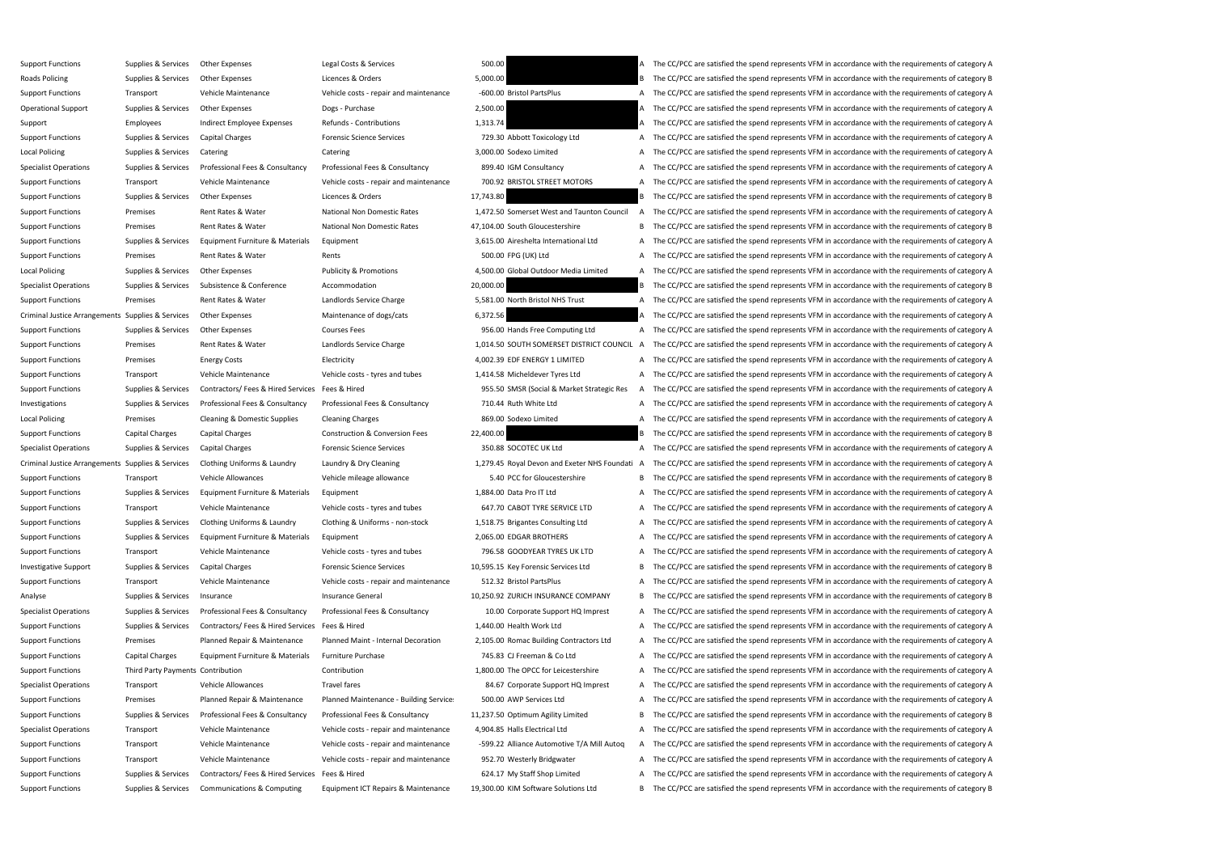| | | | | | | | |
|---|---|---|---|---|---|---|---|
| Support Functions | Supplies & Services | Other Expenses | Legal Costs & Services | 500.00 | | A | The CC/PCC are satisfied the spend represents VFM in accordance with the requirements of category A |
| Roads Policing | Supplies & Services | Other Expenses | Licences & Orders | 5,000.00 | | B | The CC/PCC are satisfied the spend represents VFM in accordance with the requirements of category B |
| Support Functions | Transport | Vehicle Maintenance | Vehicle costs - repair and maintenance | -600.00 | Bristol PartsPlus | A | The CC/PCC are satisfied the spend represents VFM in accordance with the requirements of category A |
| Operational Support | Supplies & Services | Other Expenses | Dogs - Purchase | 2,500.00 | | A | The CC/PCC are satisfied the spend represents VFM in accordance with the requirements of category A |
| Support | Employees | Indirect Employee Expenses | Refunds - Contributions | 1,313.74 | | A | The CC/PCC are satisfied the spend represents VFM in accordance with the requirements of category A |
| Support Functions | Supplies & Services | Capital Charges | Forensic Science Services | 729.30 | Abbott Toxicology Ltd | A | The CC/PCC are satisfied the spend represents VFM in accordance with the requirements of category A |
| Local Policing | Supplies & Services | Catering | Catering | 3,000.00 | Sodexo Limited | A | The CC/PCC are satisfied the spend represents VFM in accordance with the requirements of category A |
| Specialist Operations | Supplies & Services | Professional Fees & Consultancy | Professional Fees & Consultancy | 899.40 | IGM Consultancy | A | The CC/PCC are satisfied the spend represents VFM in accordance with the requirements of category A |
| Support Functions | Transport | Vehicle Maintenance | Vehicle costs - repair and maintenance | 700.92 | BRISTOL STREET MOTORS | A | The CC/PCC are satisfied the spend represents VFM in accordance with the requirements of category A |
| Support Functions | Supplies & Services | Other Expenses | Licences & Orders | 17,743.80 | | B | The CC/PCC are satisfied the spend represents VFM in accordance with the requirements of category B |
| Support Functions | Premises | Rent Rates & Water | National Non Domestic Rates | 1,472.50 | Somerset West and Taunton Council | A | The CC/PCC are satisfied the spend represents VFM in accordance with the requirements of category A |
| Support Functions | Premises | Rent Rates & Water | National Non Domestic Rates | 47,104.00 | South Gloucestershire | B | The CC/PCC are satisfied the spend represents VFM in accordance with the requirements of category B |
| Support Functions | Supplies & Services | Equipment Furniture & Materials | Equipment | 3,615.00 | Aireshelta International Ltd | A | The CC/PCC are satisfied the spend represents VFM in accordance with the requirements of category A |
| Support Functions | Premises | Rent Rates & Water | Rents | 500.00 | FPG (UK) Ltd | A | The CC/PCC are satisfied the spend represents VFM in accordance with the requirements of category A |
| Local Policing | Supplies & Services | Other Expenses | Publicity & Promotions | 4,500.00 | Global Outdoor Media Limited | A | The CC/PCC are satisfied the spend represents VFM in accordance with the requirements of category A |
| Specialist Operations | Supplies & Services | Subsistence & Conference | Accommodation | 20,000.00 | | B | The CC/PCC are satisfied the spend represents VFM in accordance with the requirements of category B |
| Support Functions | Premises | Rent Rates & Water | Landlords Service Charge | 5,581.00 | North Bristol NHS Trust | A | The CC/PCC are satisfied the spend represents VFM in accordance with the requirements of category A |
| Criminal Justice Arrangements | Supplies & Services | Other Expenses | Maintenance of dogs/cats | 6,372.56 | | A | The CC/PCC are satisfied the spend represents VFM in accordance with the requirements of category A |
| Support Functions | Supplies & Services | Other Expenses | Courses Fees | 956.00 | Hands Free Computing Ltd | A | The CC/PCC are satisfied the spend represents VFM in accordance with the requirements of category A |
| Support Functions | Premises | Rent Rates & Water | Landlords Service Charge | 1,014.50 | SOUTH SOMERSET DISTRICT COUNCIL | A | The CC/PCC are satisfied the spend represents VFM in accordance with the requirements of category A |
| Support Functions | Premises | Energy Costs | Electricity | 4,002.39 | EDF ENERGY 1 LIMITED | A | The CC/PCC are satisfied the spend represents VFM in accordance with the requirements of category A |
| Support Functions | Transport | Vehicle Maintenance | Vehicle costs - tyres and tubes | 1,414.58 | Micheldever Tyres Ltd | A | The CC/PCC are satisfied the spend represents VFM in accordance with the requirements of category A |
| Support Functions | Supplies & Services | Contractors/ Fees & Hired Services | Fees & Hired | 955.50 | SMSR (Social & Market Strategic Res | A | The CC/PCC are satisfied the spend represents VFM in accordance with the requirements of category A |
| Investigations | Supplies & Services | Professional Fees & Consultancy | Professional Fees & Consultancy | 710.44 | Ruth White Ltd | A | The CC/PCC are satisfied the spend represents VFM in accordance with the requirements of category A |
| Local Policing | Premises | Cleaning & Domestic Supplies | Cleaning Charges | 869.00 | Sodexo Limited | A | The CC/PCC are satisfied the spend represents VFM in accordance with the requirements of category A |
| Support Functions | Capital Charges | Capital Charges | Construction & Conversion Fees | 22,400.00 | | B | The CC/PCC are satisfied the spend represents VFM in accordance with the requirements of category B |
| Specialist Operations | Supplies & Services | Capital Charges | Forensic Science Services | 350.88 | SOCOTEC UK Ltd | A | The CC/PCC are satisfied the spend represents VFM in accordance with the requirements of category A |
| Criminal Justice Arrangements | Supplies & Services | Clothing Uniforms & Laundry | Laundry & Dry Cleaning | 1,279.45 | Royal Devon and Exeter NHS Foundati | A | The CC/PCC are satisfied the spend represents VFM in accordance with the requirements of category A |
| Support Functions | Transport | Vehicle Allowances | Vehicle mileage allowance | 5.40 | PCC for Gloucestershire | B | The CC/PCC are satisfied the spend represents VFM in accordance with the requirements of category B |
| Support Functions | Supplies & Services | Equipment Furniture & Materials | Equipment | 1,884.00 | Data Pro IT Ltd | A | The CC/PCC are satisfied the spend represents VFM in accordance with the requirements of category A |
| Support Functions | Transport | Vehicle Maintenance | Vehicle costs - tyres and tubes | 647.70 | CABOT TYRE SERVICE LTD | A | The CC/PCC are satisfied the spend represents VFM in accordance with the requirements of category A |
| Support Functions | Supplies & Services | Clothing Uniforms & Laundry | Clothing & Uniforms - non-stock | 1,518.75 | Brigantes Consulting Ltd | A | The CC/PCC are satisfied the spend represents VFM in accordance with the requirements of category A |
| Support Functions | Supplies & Services | Equipment Furniture & Materials | Equipment | 2,065.00 | EDGAR BROTHERS | A | The CC/PCC are satisfied the spend represents VFM in accordance with the requirements of category A |
| Support Functions | Transport | Vehicle Maintenance | Vehicle costs - tyres and tubes | 796.58 | GOODYEAR TYRES UK LTD | A | The CC/PCC are satisfied the spend represents VFM in accordance with the requirements of category A |
| Investigative Support | Supplies & Services | Capital Charges | Forensic Science Services | 10,595.15 | Key Forensic Services Ltd | B | The CC/PCC are satisfied the spend represents VFM in accordance with the requirements of category B |
| Support Functions | Transport | Vehicle Maintenance | Vehicle costs - repair and maintenance | 512.32 | Bristol PartsPlus | A | The CC/PCC are satisfied the spend represents VFM in accordance with the requirements of category A |
| Analyse | Supplies & Services | Insurance | Insurance General | 10,250.92 | ZURICH INSURANCE COMPANY | B | The CC/PCC are satisfied the spend represents VFM in accordance with the requirements of category B |
| Specialist Operations | Supplies & Services | Professional Fees & Consultancy | Professional Fees & Consultancy | 10.00 | Corporate Support HQ Imprest | A | The CC/PCC are satisfied the spend represents VFM in accordance with the requirements of category A |
| Support Functions | Supplies & Services | Contractors/ Fees & Hired Services | Fees & Hired | 1,440.00 | Health Work Ltd | A | The CC/PCC are satisfied the spend represents VFM in accordance with the requirements of category A |
| Support Functions | Premises | Planned Repair & Maintenance | Planned Maint - Internal Decoration | 2,105.00 | Romac Building Contractors Ltd | A | The CC/PCC are satisfied the spend represents VFM in accordance with the requirements of category A |
| Support Functions | Capital Charges | Equipment Furniture & Materials | Furniture Purchase | 745.83 | CJ Freeman & Co Ltd | A | The CC/PCC are satisfied the spend represents VFM in accordance with the requirements of category A |
| Support Functions | Third Party Payments | Contribution | Contribution | 1,800.00 | The OPCC for Leicestershire | A | The CC/PCC are satisfied the spend represents VFM in accordance with the requirements of category A |
| Specialist Operations | Transport | Vehicle Allowances | Travel fares | 84.67 | Corporate Support HQ Imprest | A | The CC/PCC are satisfied the spend represents VFM in accordance with the requirements of category A |
| Support Functions | Premises | Planned Repair & Maintenance | Planned Maintenance - Building Service | 500.00 | AWP Services Ltd | A | The CC/PCC are satisfied the spend represents VFM in accordance with the requirements of category A |
| Support Functions | Supplies & Services | Professional Fees & Consultancy | Professional Fees & Consultancy | 11,237.50 | Optimum Agility Limited | B | The CC/PCC are satisfied the spend represents VFM in accordance with the requirements of category B |
| Specialist Operations | Transport | Vehicle Maintenance | Vehicle costs - repair and maintenance | 4,904.85 | Halls Electrical Ltd | A | The CC/PCC are satisfied the spend represents VFM in accordance with the requirements of category A |
| Support Functions | Transport | Vehicle Maintenance | Vehicle costs - repair and maintenance | -599.22 | Alliance Automotive T/A Mill Autoq | A | The CC/PCC are satisfied the spend represents VFM in accordance with the requirements of category A |
| Support Functions | Transport | Vehicle Maintenance | Vehicle costs - repair and maintenance | 952.70 | Westerly Bridgwater | A | The CC/PCC are satisfied the spend represents VFM in accordance with the requirements of category A |
| Support Functions | Supplies & Services | Contractors/ Fees & Hired Services | Fees & Hired | 624.17 | My Staff Shop Limited | A | The CC/PCC are satisfied the spend represents VFM in accordance with the requirements of category A |
| Support Functions | Supplies & Services | Communications & Computing | Equipment ICT Repairs & Maintenance | 19,300.00 | KIM Software Solutions Ltd | B | The CC/PCC are satisfied the spend represents VFM in accordance with the requirements of category B |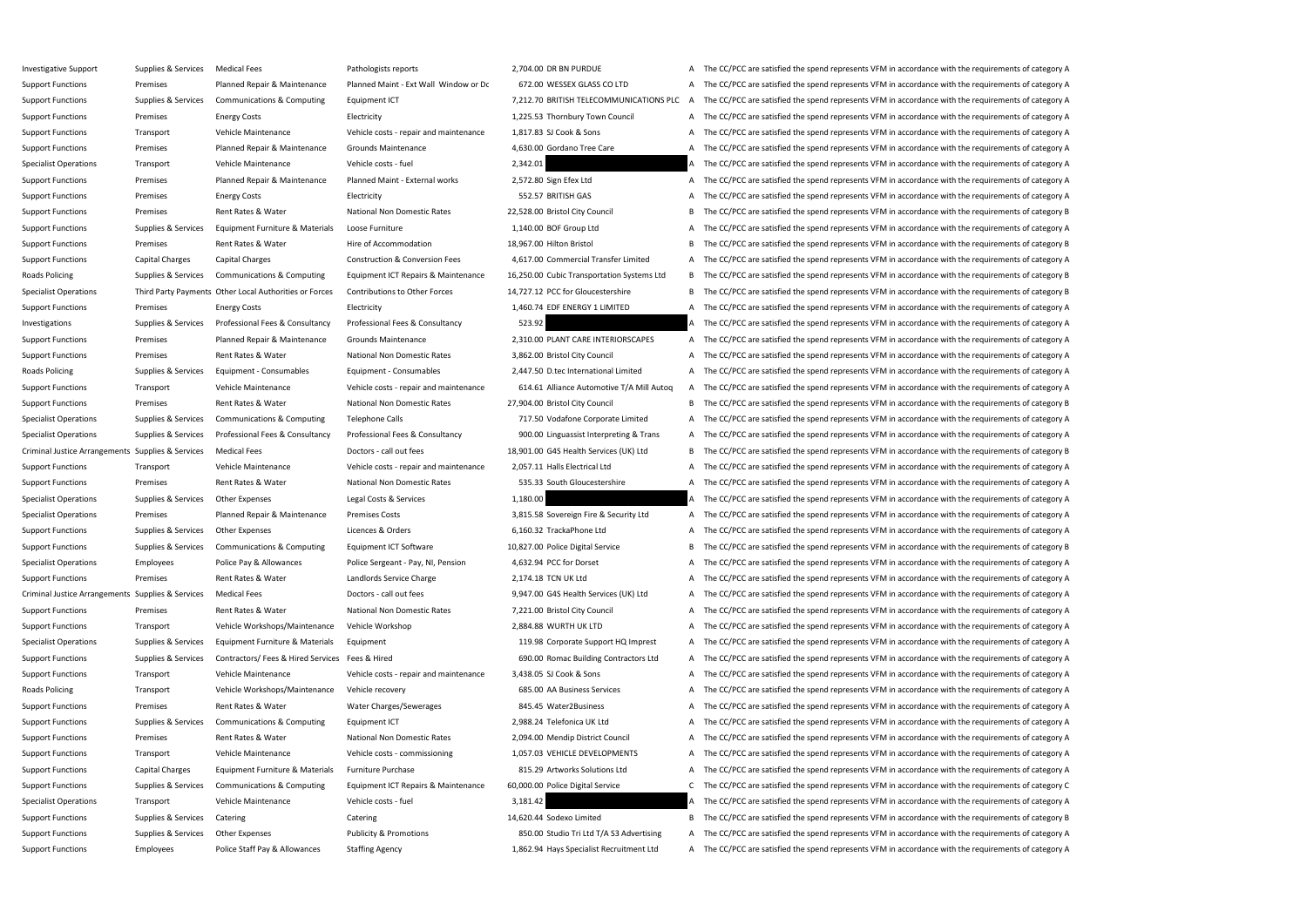| | | | | | | | |
|---|---|---|---|---|---|---|---|
| Investigative Support | Supplies & Services | Medical Fees | Pathologists reports | 2,704.00 | DR BN PURDUE | A | The CC/PCC are satisfied the spend represents VFM in accordance with the requirements of category A |
| Support Functions | Premises | Planned Repair & Maintenance | Planned Maint - Ext Wall Window or Dc | 672.00 | WESSEX GLASS CO LTD | A | The CC/PCC are satisfied the spend represents VFM in accordance with the requirements of category A |
| Support Functions | Supplies & Services | Communications & Computing | Equipment ICT | 7,212.70 | BRITISH TELECOMMUNICATIONS PLC | A | The CC/PCC are satisfied the spend represents VFM in accordance with the requirements of category A |
| Support Functions | Premises | Energy Costs | Electricity | 1,225.53 | Thornbury Town Council | A | The CC/PCC are satisfied the spend represents VFM in accordance with the requirements of category A |
| Support Functions | Transport | Vehicle Maintenance | Vehicle costs - repair and maintenance | 1,817.83 | SJ Cook & Sons | A | The CC/PCC are satisfied the spend represents VFM in accordance with the requirements of category A |
| Support Functions | Premises | Planned Repair & Maintenance | Grounds Maintenance | 4,630.00 | Gordano Tree Care | A | The CC/PCC are satisfied the spend represents VFM in accordance with the requirements of category A |
| Specialist Operations | Transport | Vehicle Maintenance | Vehicle costs - fuel | 2,342.01 | | A | The CC/PCC are satisfied the spend represents VFM in accordance with the requirements of category A |
| Support Functions | Premises | Planned Repair & Maintenance | Planned Maint - External works | 2,572.80 | Sign Efex Ltd | A | The CC/PCC are satisfied the spend represents VFM in accordance with the requirements of category A |
| Support Functions | Premises | Energy Costs | Electricity | 552.57 | BRITISH GAS | A | The CC/PCC are satisfied the spend represents VFM in accordance with the requirements of category A |
| Support Functions | Premises | Rent Rates & Water | National Non Domestic Rates | 22,528.00 | Bristol City Council | B | The CC/PCC are satisfied the spend represents VFM in accordance with the requirements of category B |
| Support Functions | Supplies & Services | Equipment Furniture & Materials | Loose Furniture | 1,140.00 | BOF Group Ltd | A | The CC/PCC are satisfied the spend represents VFM in accordance with the requirements of category A |
| Support Functions | Premises | Rent Rates & Water | Hire of Accommodation | 18,967.00 | Hilton Bristol | B | The CC/PCC are satisfied the spend represents VFM in accordance with the requirements of category B |
| Support Functions | Capital Charges | Capital Charges | Construction & Conversion Fees | 4,617.00 | Commercial Transfer Limited | A | The CC/PCC are satisfied the spend represents VFM in accordance with the requirements of category A |
| Roads Policing | Supplies & Services | Communications & Computing | Equipment ICT Repairs & Maintenance | 16,250.00 | Cubic Transportation Systems Ltd | B | The CC/PCC are satisfied the spend represents VFM in accordance with the requirements of category B |
| Specialist Operations | Third Party Payments | Other Local Authorities or Forces | Contributions to Other Forces | 14,727.12 | PCC for Gloucestershire | B | The CC/PCC are satisfied the spend represents VFM in accordance with the requirements of category B |
| Support Functions | Premises | Energy Costs | Electricity | 1,460.74 | EDF ENERGY 1 LIMITED | A | The CC/PCC are satisfied the spend represents VFM in accordance with the requirements of category A |
| Investigations | Supplies & Services | Professional Fees & Consultancy | Professional Fees & Consultancy | 523.92 | | A | The CC/PCC are satisfied the spend represents VFM in accordance with the requirements of category A |
| Support Functions | Premises | Planned Repair & Maintenance | Grounds Maintenance | 2,310.00 | PLANT CARE INTERIORSCAPES | A | The CC/PCC are satisfied the spend represents VFM in accordance with the requirements of category A |
| Support Functions | Premises | Rent Rates & Water | National Non Domestic Rates | 3,862.00 | Bristol City Council | A | The CC/PCC are satisfied the spend represents VFM in accordance with the requirements of category A |
| Roads Policing | Supplies & Services | Equipment - Consumables | Equipment - Consumables | 2,447.50 | D.tec International Limited | A | The CC/PCC are satisfied the spend represents VFM in accordance with the requirements of category A |
| Support Functions | Transport | Vehicle Maintenance | Vehicle costs - repair and maintenance | 614.61 | Alliance Automotive T/A Mill Autoq | A | The CC/PCC are satisfied the spend represents VFM in accordance with the requirements of category A |
| Support Functions | Premises | Rent Rates & Water | National Non Domestic Rates | 27,904.00 | Bristol City Council | B | The CC/PCC are satisfied the spend represents VFM in accordance with the requirements of category B |
| Specialist Operations | Supplies & Services | Communications & Computing | Telephone Calls | 717.50 | Vodafone Corporate Limited | A | The CC/PCC are satisfied the spend represents VFM in accordance with the requirements of category A |
| Specialist Operations | Supplies & Services | Professional Fees & Consultancy | Professional Fees & Consultancy | 900.00 | Linguassist Interpreting & Trans | A | The CC/PCC are satisfied the spend represents VFM in accordance with the requirements of category A |
| Criminal Justice Arrangements | Supplies & Services | Medical Fees | Doctors - call out fees | 18,901.00 | G4S Health Services (UK) Ltd | B | The CC/PCC are satisfied the spend represents VFM in accordance with the requirements of category B |
| Support Functions | Transport | Vehicle Maintenance | Vehicle costs - repair and maintenance | 2,057.11 | Halls Electrical Ltd | A | The CC/PCC are satisfied the spend represents VFM in accordance with the requirements of category A |
| Support Functions | Premises | Rent Rates & Water | National Non Domestic Rates | 535.33 | South Gloucestershire | A | The CC/PCC are satisfied the spend represents VFM in accordance with the requirements of category A |
| Specialist Operations | Supplies & Services | Other Expenses | Legal Costs & Services | 1,180.00 | | A | The CC/PCC are satisfied the spend represents VFM in accordance with the requirements of category A |
| Specialist Operations | Premises | Planned Repair & Maintenance | Premises Costs | 3,815.58 | Sovereign Fire & Security Ltd | A | The CC/PCC are satisfied the spend represents VFM in accordance with the requirements of category A |
| Support Functions | Supplies & Services | Other Expenses | Licences & Orders | 6,160.32 | TrackaPhone Ltd | A | The CC/PCC are satisfied the spend represents VFM in accordance with the requirements of category A |
| Support Functions | Supplies & Services | Communications & Computing | Equipment ICT Software | 10,827.00 | Police Digital Service | B | The CC/PCC are satisfied the spend represents VFM in accordance with the requirements of category B |
| Specialist Operations | Employees | Police Pay & Allowances | Police Sergeant - Pay, NI, Pension | 4,632.94 | PCC for Dorset | A | The CC/PCC are satisfied the spend represents VFM in accordance with the requirements of category A |
| Support Functions | Premises | Rent Rates & Water | Landlords Service Charge | 2,174.18 | TCN UK Ltd | A | The CC/PCC are satisfied the spend represents VFM in accordance with the requirements of category A |
| Criminal Justice Arrangements | Supplies & Services | Medical Fees | Doctors - call out fees | 9,947.00 | G4S Health Services (UK) Ltd | A | The CC/PCC are satisfied the spend represents VFM in accordance with the requirements of category A |
| Support Functions | Premises | Rent Rates & Water | National Non Domestic Rates | 7,221.00 | Bristol City Council | A | The CC/PCC are satisfied the spend represents VFM in accordance with the requirements of category A |
| Support Functions | Transport | Vehicle Workshops/Maintenance | Vehicle Workshop | 2,884.88 | WURTH UK LTD | A | The CC/PCC are satisfied the spend represents VFM in accordance with the requirements of category A |
| Specialist Operations | Supplies & Services | Equipment Furniture & Materials | Equipment | 119.98 | Corporate Support HQ Imprest | A | The CC/PCC are satisfied the spend represents VFM in accordance with the requirements of category A |
| Support Functions | Supplies & Services | Contractors/ Fees & Hired Services | Fees & Hired | 690.00 | Romac Building Contractors Ltd | A | The CC/PCC are satisfied the spend represents VFM in accordance with the requirements of category A |
| Support Functions | Transport | Vehicle Maintenance | Vehicle costs - repair and maintenance | 3,438.05 | SJ Cook & Sons | A | The CC/PCC are satisfied the spend represents VFM in accordance with the requirements of category A |
| Roads Policing | Transport | Vehicle Workshops/Maintenance | Vehicle recovery | 685.00 | AA Business Services | A | The CC/PCC are satisfied the spend represents VFM in accordance with the requirements of category A |
| Support Functions | Premises | Rent Rates & Water | Water Charges/Sewerages | 845.45 | Water2Business | A | The CC/PCC are satisfied the spend represents VFM in accordance with the requirements of category A |
| Support Functions | Supplies & Services | Communications & Computing | Equipment ICT | 2,988.24 | Telefonica UK Ltd | A | The CC/PCC are satisfied the spend represents VFM in accordance with the requirements of category A |
| Support Functions | Premises | Rent Rates & Water | National Non Domestic Rates | 2,094.00 | Mendip District Council | A | The CC/PCC are satisfied the spend represents VFM in accordance with the requirements of category A |
| Support Functions | Transport | Vehicle Maintenance | Vehicle costs - commissioning | 1,057.03 | VEHICLE DEVELOPMENTS | A | The CC/PCC are satisfied the spend represents VFM in accordance with the requirements of category A |
| Support Functions | Capital Charges | Equipment Furniture & Materials | Furniture Purchase | 815.29 | Artworks Solutions Ltd | A | The CC/PCC are satisfied the spend represents VFM in accordance with the requirements of category A |
| Support Functions | Supplies & Services | Communications & Computing | Equipment ICT Repairs & Maintenance | 60,000.00 | Police Digital Service | C | The CC/PCC are satisfied the spend represents VFM in accordance with the requirements of category C |
| Specialist Operations | Transport | Vehicle Maintenance | Vehicle costs - fuel | 3,181.42 | | A | The CC/PCC are satisfied the spend represents VFM in accordance with the requirements of category A |
| Support Functions | Supplies & Services | Catering | Catering | 14,620.44 | Sodexo Limited | B | The CC/PCC are satisfied the spend represents VFM in accordance with the requirements of category B |
| Support Functions | Supplies & Services | Other Expenses | Publicity & Promotions | 850.00 | Studio Tri Ltd T/A S3 Advertising | A | The CC/PCC are satisfied the spend represents VFM in accordance with the requirements of category A |
| Support Functions | Employees | Police Staff Pay & Allowances | Staffing Agency | 1,862.94 | Hays Specialist Recruitment Ltd | A | The CC/PCC are satisfied the spend represents VFM in accordance with the requirements of category A |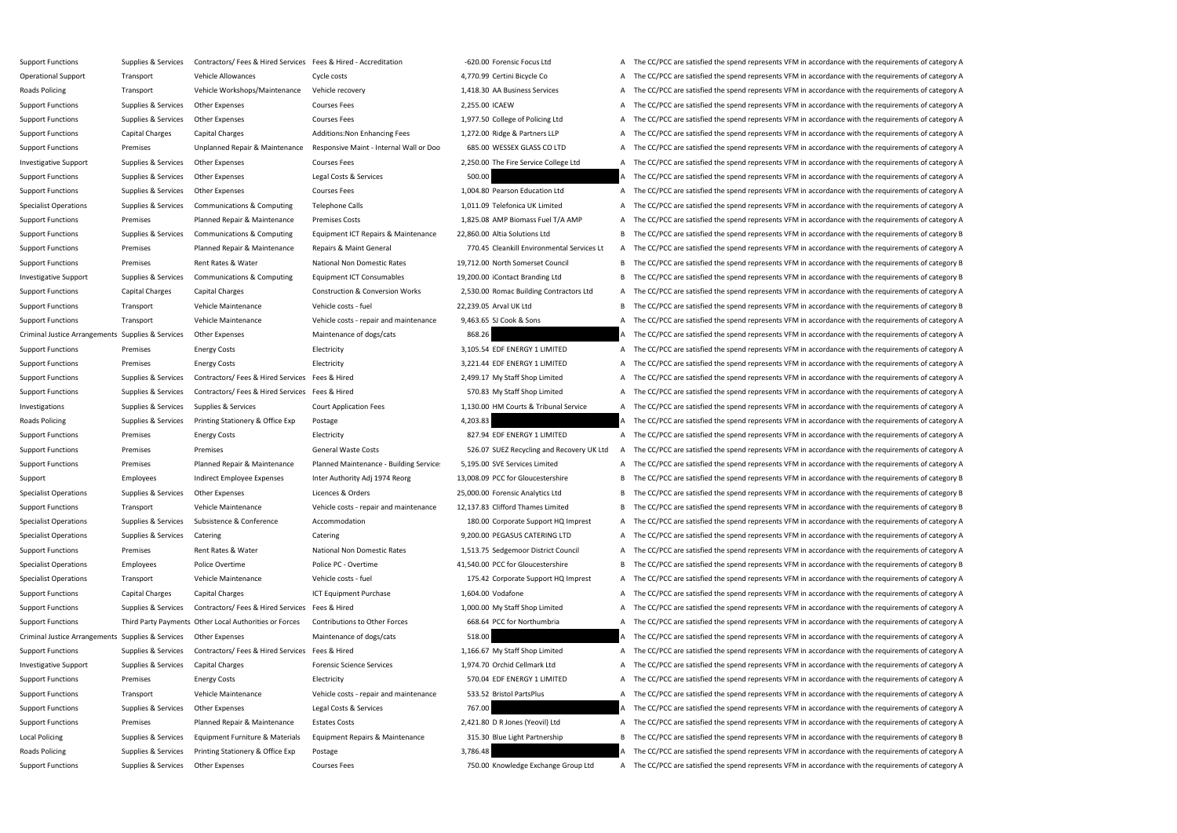| | | | | | | | |
|---|---|---|---|---|---|---|---|
| Support Functions | Supplies & Services | Contractors/ Fees & Hired Services | Fees & Hired - Accreditation | -620.00 | Forensic Focus Ltd | A | The CC/PCC are satisfied the spend represents VFM in accordance with the requirements of category A |
| Operational Support | Transport | Vehicle Allowances | Cycle costs | 4,770.99 | Certini Bicycle Co | A | The CC/PCC are satisfied the spend represents VFM in accordance with the requirements of category A |
| Roads Policing | Transport | Vehicle Workshops/Maintenance | Vehicle recovery | 1,418.30 | AA Business Services | A | The CC/PCC are satisfied the spend represents VFM in accordance with the requirements of category A |
| Support Functions | Supplies & Services | Other Expenses | Courses Fees | 2,255.00 | ICAEW | A | The CC/PCC are satisfied the spend represents VFM in accordance with the requirements of category A |
| Support Functions | Supplies & Services | Other Expenses | Courses Fees | 1,977.50 | College of Policing Ltd | A | The CC/PCC are satisfied the spend represents VFM in accordance with the requirements of category A |
| Support Functions | Capital Charges | Capital Charges | Additions:Non Enhancing Fees | 1,272.00 | Ridge & Partners LLP | A | The CC/PCC are satisfied the spend represents VFM in accordance with the requirements of category A |
| Support Functions | Premises | Unplanned Repair & Maintenance | Responsive Maint - Internal Wall or Doo | 685.00 | WESSEX GLASS CO LTD | A | The CC/PCC are satisfied the spend represents VFM in accordance with the requirements of category A |
| Investigative Support | Supplies & Services | Other Expenses | Courses Fees | 2,250.00 | The Fire Service College Ltd | A | The CC/PCC are satisfied the spend represents VFM in accordance with the requirements of category A |
| Support Functions | Supplies & Services | Other Expenses | Legal Costs & Services | 500.00 | | A | The CC/PCC are satisfied the spend represents VFM in accordance with the requirements of category A |
| Support Functions | Supplies & Services | Other Expenses | Courses Fees | 1,004.80 | Pearson Education Ltd | A | The CC/PCC are satisfied the spend represents VFM in accordance with the requirements of category A |
| Specialist Operations | Supplies & Services | Communications & Computing | Telephone Calls | 1,011.09 | Telefonica UK Limited | A | The CC/PCC are satisfied the spend represents VFM in accordance with the requirements of category A |
| Support Functions | Premises | Planned Repair & Maintenance | Premises Costs | 1,825.08 | AMP Biomass Fuel T/A AMP | A | The CC/PCC are satisfied the spend represents VFM in accordance with the requirements of category A |
| Support Functions | Supplies & Services | Communications & Computing | Equipment ICT Repairs & Maintenance | 22,860.00 | Altia Solutions Ltd | B | The CC/PCC are satisfied the spend represents VFM in accordance with the requirements of category B |
| Support Functions | Premises | Planned Repair & Maintenance | Repairs & Maint General | 770.45 | Cleankill Environmental Services Lt | A | The CC/PCC are satisfied the spend represents VFM in accordance with the requirements of category A |
| Support Functions | Premises | Rent Rates & Water | National Non Domestic Rates | 19,712.00 | North Somerset Council | B | The CC/PCC are satisfied the spend represents VFM in accordance with the requirements of category B |
| Investigative Support | Supplies & Services | Communications & Computing | Equipment ICT Consumables | 19,200.00 | iContact Branding Ltd | B | The CC/PCC are satisfied the spend represents VFM in accordance with the requirements of category B |
| Support Functions | Capital Charges | Capital Charges | Construction & Conversion Works | 2,530.00 | Romac Building Contractors Ltd | A | The CC/PCC are satisfied the spend represents VFM in accordance with the requirements of category A |
| Support Functions | Transport | Vehicle Maintenance | Vehicle costs - fuel | 22,239.05 | Arval UK Ltd | B | The CC/PCC are satisfied the spend represents VFM in accordance with the requirements of category B |
| Support Functions | Transport | Vehicle Maintenance | Vehicle costs - repair and maintenance | 9,463.65 | SJ Cook & Sons | A | The CC/PCC are satisfied the spend represents VFM in accordance with the requirements of category A |
| Criminal Justice Arrangements | Supplies & Services | Other Expenses | Maintenance of dogs/cats | 868.26 | | A | The CC/PCC are satisfied the spend represents VFM in accordance with the requirements of category A |
| Support Functions | Premises | Energy Costs | Electricity | 3,105.54 | EDF ENERGY 1 LIMITED | A | The CC/PCC are satisfied the spend represents VFM in accordance with the requirements of category A |
| Support Functions | Premises | Energy Costs | Electricity | 3,221.44 | EDF ENERGY 1 LIMITED | A | The CC/PCC are satisfied the spend represents VFM in accordance with the requirements of category A |
| Support Functions | Supplies & Services | Contractors/ Fees & Hired Services | Fees & Hired | 2,499.17 | My Staff Shop Limited | A | The CC/PCC are satisfied the spend represents VFM in accordance with the requirements of category A |
| Support Functions | Supplies & Services | Contractors/ Fees & Hired Services | Fees & Hired | 570.83 | My Staff Shop Limited | A | The CC/PCC are satisfied the spend represents VFM in accordance with the requirements of category A |
| Investigations | Supplies & Services | Supplies & Services | Court Application Fees | 1,130.00 | HM Courts & Tribunal Service | A | The CC/PCC are satisfied the spend represents VFM in accordance with the requirements of category A |
| Roads Policing | Supplies & Services | Printing Stationery & Office Exp | Postage | 4,203.83 | | A | The CC/PCC are satisfied the spend represents VFM in accordance with the requirements of category A |
| Support Functions | Premises | Energy Costs | Electricity | 827.94 | EDF ENERGY 1 LIMITED | A | The CC/PCC are satisfied the spend represents VFM in accordance with the requirements of category A |
| Support Functions | Premises | Premises | General Waste Costs | 526.07 | SUEZ Recycling and Recovery UK Ltd | A | The CC/PCC are satisfied the spend represents VFM in accordance with the requirements of category A |
| Support Functions | Premises | Planned Repair & Maintenance | Planned Maintenance - Building Service: | 5,195.00 | SVE Services Limited | A | The CC/PCC are satisfied the spend represents VFM in accordance with the requirements of category A |
| Support | Employees | Indirect Employee Expenses | Inter Authority Adj 1974 Reorg | 13,008.09 | PCC for Gloucestershire | B | The CC/PCC are satisfied the spend represents VFM in accordance with the requirements of category B |
| Specialist Operations | Supplies & Services | Other Expenses | Licences & Orders | 25,000.00 | Forensic Analytics Ltd | B | The CC/PCC are satisfied the spend represents VFM in accordance with the requirements of category B |
| Support Functions | Transport | Vehicle Maintenance | Vehicle costs - repair and maintenance | 12,137.83 | Clifford Thames Limited | B | The CC/PCC are satisfied the spend represents VFM in accordance with the requirements of category B |
| Specialist Operations | Supplies & Services | Subsistence & Conference | Accommodation | 180.00 | Corporate Support HQ Imprest | A | The CC/PCC are satisfied the spend represents VFM in accordance with the requirements of category A |
| Specialist Operations | Supplies & Services | Catering | Catering | 9,200.00 | PEGASUS CATERING LTD | A | The CC/PCC are satisfied the spend represents VFM in accordance with the requirements of category A |
| Support Functions | Premises | Rent Rates & Water | National Non Domestic Rates | 1,513.75 | Sedgemoor District Council | A | The CC/PCC are satisfied the spend represents VFM in accordance with the requirements of category A |
| Specialist Operations | Employees | Police Overtime | Police PC - Overtime | 41,540.00 | PCC for Gloucestershire | B | The CC/PCC are satisfied the spend represents VFM in accordance with the requirements of category B |
| Specialist Operations | Transport | Vehicle Maintenance | Vehicle costs - fuel | 175.42 | Corporate Support HQ Imprest | A | The CC/PCC are satisfied the spend represents VFM in accordance with the requirements of category A |
| Support Functions | Capital Charges | Capital Charges | ICT Equipment Purchase | 1,604.00 | Vodafone | A | The CC/PCC are satisfied the spend represents VFM in accordance with the requirements of category A |
| Support Functions | Supplies & Services | Contractors/ Fees & Hired Services | Fees & Hired | 1,000.00 | My Staff Shop Limited | A | The CC/PCC are satisfied the spend represents VFM in accordance with the requirements of category A |
| Support Functions | Third Party Payments | Other Local Authorities or Forces | Contributions to Other Forces | 668.64 | PCC for Northumbria | A | The CC/PCC are satisfied the spend represents VFM in accordance with the requirements of category A |
| Criminal Justice Arrangements | Supplies & Services | Other Expenses | Maintenance of dogs/cats | 518.00 | | A | The CC/PCC are satisfied the spend represents VFM in accordance with the requirements of category A |
| Support Functions | Supplies & Services | Contractors/ Fees & Hired Services | Fees & Hired | 1,166.67 | My Staff Shop Limited | A | The CC/PCC are satisfied the spend represents VFM in accordance with the requirements of category A |
| Investigative Support | Supplies & Services | Capital Charges | Forensic Science Services | 1,974.70 | Orchid Cellmark Ltd | A | The CC/PCC are satisfied the spend represents VFM in accordance with the requirements of category A |
| Support Functions | Premises | Energy Costs | Electricity | 570.04 | EDF ENERGY 1 LIMITED | A | The CC/PCC are satisfied the spend represents VFM in accordance with the requirements of category A |
| Support Functions | Transport | Vehicle Maintenance | Vehicle costs - repair and maintenance | 533.52 | Bristol PartsPlus | A | The CC/PCC are satisfied the spend represents VFM in accordance with the requirements of category A |
| Support Functions | Supplies & Services | Other Expenses | Legal Costs & Services | 767.00 | | A | The CC/PCC are satisfied the spend represents VFM in accordance with the requirements of category A |
| Support Functions | Premises | Planned Repair & Maintenance | Estates Costs | 2,421.80 | D R Jones (Yeovil) Ltd | A | The CC/PCC are satisfied the spend represents VFM in accordance with the requirements of category A |
| Local Policing | Supplies & Services | Equipment Furniture & Materials | Equipment Repairs & Maintenance | 315.30 | Blue Light Partnership | B | The CC/PCC are satisfied the spend represents VFM in accordance with the requirements of category B |
| Roads Policing | Supplies & Services | Printing Stationery & Office Exp | Postage | 3,786.48 | | A | The CC/PCC are satisfied the spend represents VFM in accordance with the requirements of category A |
| Support Functions | Supplies & Services | Other Expenses | Courses Fees | 750.00 | Knowledge Exchange Group Ltd | A | The CC/PCC are satisfied the spend represents VFM in accordance with the requirements of category A |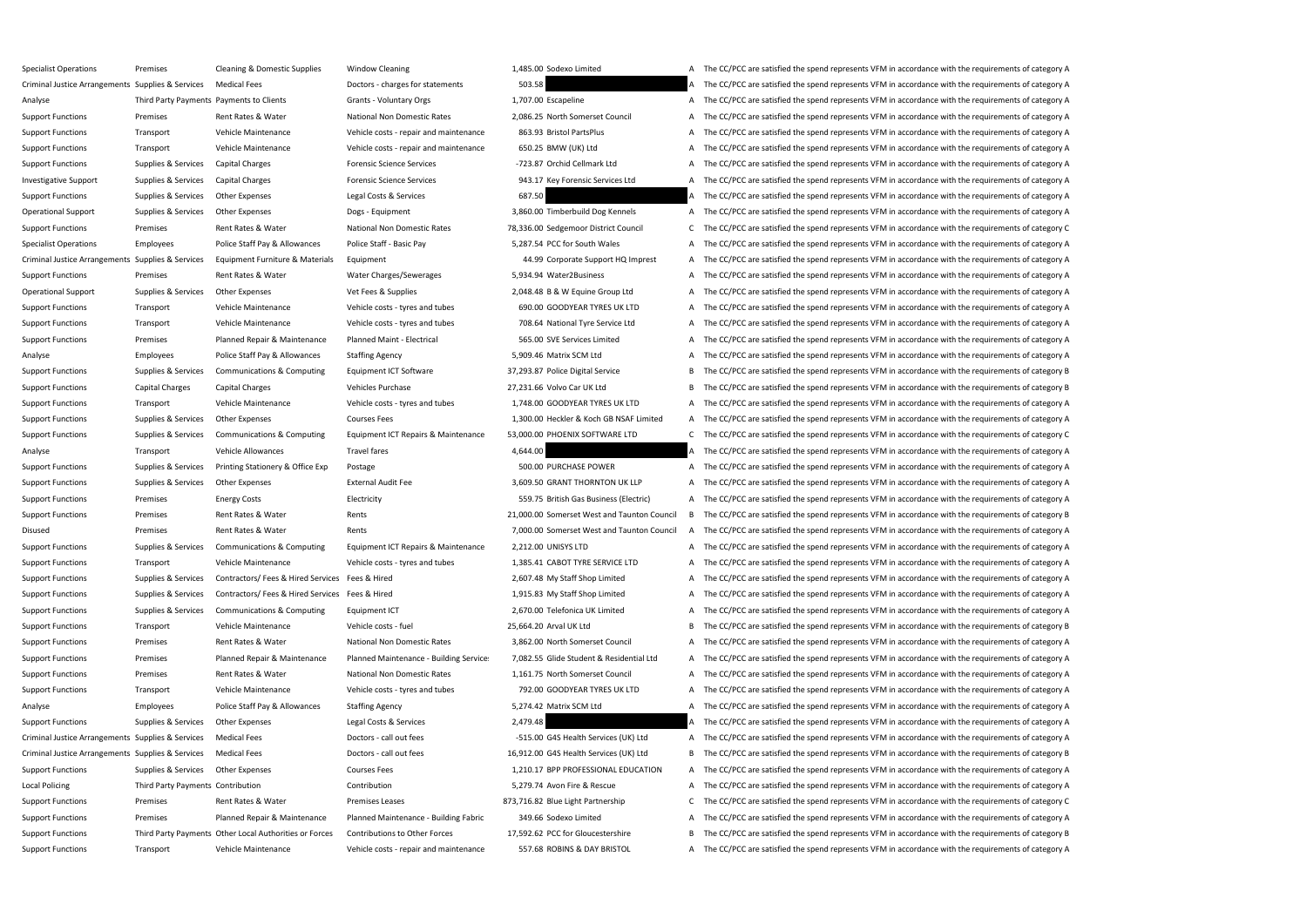| | | | | | | | |
|---|---|---|---|---|---|---|---|
| Specialist Operations | Premises | Cleaning & Domestic Supplies | Window Cleaning | 1,485.00 | Sodexo Limited | A | The CC/PCC are satisfied the spend represents VFM in accordance with the requirements of category A |
| Criminal Justice Arrangements | Supplies & Services | Medical Fees | Doctors - charges for statements | 503.58 | | A | The CC/PCC are satisfied the spend represents VFM in accordance with the requirements of category A |
| Analyse | Third Party Payments | Payments to Clients | Grants - Voluntary Orgs | 1,707.00 | Escapeline | A | The CC/PCC are satisfied the spend represents VFM in accordance with the requirements of category A |
| Support Functions | Premises | Rent Rates & Water | National Non Domestic Rates | 2,086.25 | North Somerset Council | A | The CC/PCC are satisfied the spend represents VFM in accordance with the requirements of category A |
| Support Functions | Transport | Vehicle Maintenance | Vehicle costs - repair and maintenance | 863.93 | Bristol PartsPlus | A | The CC/PCC are satisfied the spend represents VFM in accordance with the requirements of category A |
| Support Functions | Transport | Vehicle Maintenance | Vehicle costs - repair and maintenance | 650.25 | BMW (UK) Ltd | A | The CC/PCC are satisfied the spend represents VFM in accordance with the requirements of category A |
| Support Functions | Supplies & Services | Capital Charges | Forensic Science Services | -723.87 | Orchid Cellmark Ltd | A | The CC/PCC are satisfied the spend represents VFM in accordance with the requirements of category A |
| Investigative Support | Supplies & Services | Capital Charges | Forensic Science Services | 943.17 | Key Forensic Services Ltd | A | The CC/PCC are satisfied the spend represents VFM in accordance with the requirements of category A |
| Support Functions | Supplies & Services | Other Expenses | Legal Costs & Services | 687.50 | | A | The CC/PCC are satisfied the spend represents VFM in accordance with the requirements of category A |
| Operational Support | Supplies & Services | Other Expenses | Dogs - Equipment | 3,860.00 | Timberbuild Dog Kennels | A | The CC/PCC are satisfied the spend represents VFM in accordance with the requirements of category A |
| Support Functions | Premises | Rent Rates & Water | National Non Domestic Rates | 78,336.00 | Sedgemoor District Council | C | The CC/PCC are satisfied the spend represents VFM in accordance with the requirements of category C |
| Specialist Operations | Employees | Police Staff Pay & Allowances | Police Staff - Basic Pay | 5,287.54 | PCC for South Wales | A | The CC/PCC are satisfied the spend represents VFM in accordance with the requirements of category A |
| Criminal Justice Arrangements | Supplies & Services | Equipment Furniture & Materials | Equipment | 44.99 | Corporate Support HQ Imprest | A | The CC/PCC are satisfied the spend represents VFM in accordance with the requirements of category A |
| Support Functions | Premises | Rent Rates & Water | Water Charges/Sewerages | 5,934.94 | Water2Business | A | The CC/PCC are satisfied the spend represents VFM in accordance with the requirements of category A |
| Operational Support | Supplies & Services | Other Expenses | Vet Fees & Supplies | 2,048.48 | B & W Equine Group Ltd | A | The CC/PCC are satisfied the spend represents VFM in accordance with the requirements of category A |
| Support Functions | Transport | Vehicle Maintenance | Vehicle costs - tyres and tubes | 690.00 | GOODYEAR TYRES UK LTD | A | The CC/PCC are satisfied the spend represents VFM in accordance with the requirements of category A |
| Support Functions | Transport | Vehicle Maintenance | Vehicle costs - tyres and tubes | 708.64 | National Tyre Service Ltd | A | The CC/PCC are satisfied the spend represents VFM in accordance with the requirements of category A |
| Support Functions | Premises | Planned Repair & Maintenance | Planned Maint - Electrical | 565.00 | SVE Services Limited | A | The CC/PCC are satisfied the spend represents VFM in accordance with the requirements of category A |
| Analyse | Employees | Police Staff Pay & Allowances | Staffing Agency | 5,909.46 | Matrix SCM Ltd | A | The CC/PCC are satisfied the spend represents VFM in accordance with the requirements of category A |
| Support Functions | Supplies & Services | Communications & Computing | Equipment ICT Software | 37,293.87 | Police Digital Service | B | The CC/PCC are satisfied the spend represents VFM in accordance with the requirements of category B |
| Support Functions | Capital Charges | Capital Charges | Vehicles Purchase | 27,231.66 | Volvo Car UK Ltd | B | The CC/PCC are satisfied the spend represents VFM in accordance with the requirements of category B |
| Support Functions | Transport | Vehicle Maintenance | Vehicle costs - tyres and tubes | 1,748.00 | GOODYEAR TYRES UK LTD | A | The CC/PCC are satisfied the spend represents VFM in accordance with the requirements of category A |
| Support Functions | Supplies & Services | Other Expenses | Courses Fees | 1,300.00 | Heckler & Koch GB NSAF Limited | A | The CC/PCC are satisfied the spend represents VFM in accordance with the requirements of category A |
| Support Functions | Supplies & Services | Communications & Computing | Equipment ICT Repairs & Maintenance | 53,000.00 | PHOENIX SOFTWARE LTD | C | The CC/PCC are satisfied the spend represents VFM in accordance with the requirements of category C |
| Analyse | Transport | Vehicle Allowances | Travel fares | 4,644.00 | | A | The CC/PCC are satisfied the spend represents VFM in accordance with the requirements of category A |
| Support Functions | Supplies & Services | Printing Stationery & Office Exp | Postage | 500.00 | PURCHASE POWER | A | The CC/PCC are satisfied the spend represents VFM in accordance with the requirements of category A |
| Support Functions | Supplies & Services | Other Expenses | External Audit Fee | 3,609.50 | GRANT THORNTON UK LLP | A | The CC/PCC are satisfied the spend represents VFM in accordance with the requirements of category A |
| Support Functions | Premises | Energy Costs | Electricity | 559.75 | British Gas Business (Electric) | A | The CC/PCC are satisfied the spend represents VFM in accordance with the requirements of category A |
| Support Functions | Premises | Rent Rates & Water | Rents | 21,000.00 | Somerset West and Taunton Council | B | The CC/PCC are satisfied the spend represents VFM in accordance with the requirements of category B |
| Disused | Premises | Rent Rates & Water | Rents | 7,000.00 | Somerset West and Taunton Council | A | The CC/PCC are satisfied the spend represents VFM in accordance with the requirements of category A |
| Support Functions | Supplies & Services | Communications & Computing | Equipment ICT Repairs & Maintenance | 2,212.00 | UNISYS LTD | A | The CC/PCC are satisfied the spend represents VFM in accordance with the requirements of category A |
| Support Functions | Transport | Vehicle Maintenance | Vehicle costs - tyres and tubes | 1,385.41 | CABOT TYRE SERVICE LTD | A | The CC/PCC are satisfied the spend represents VFM in accordance with the requirements of category A |
| Support Functions | Supplies & Services | Contractors/ Fees & Hired Services | Fees & Hired | 2,607.48 | My Staff Shop Limited | A | The CC/PCC are satisfied the spend represents VFM in accordance with the requirements of category A |
| Support Functions | Supplies & Services | Contractors/ Fees & Hired Services | Fees & Hired | 1,915.83 | My Staff Shop Limited | A | The CC/PCC are satisfied the spend represents VFM in accordance with the requirements of category A |
| Support Functions | Supplies & Services | Communications & Computing | Equipment ICT | 2,670.00 | Telefonica UK Limited | A | The CC/PCC are satisfied the spend represents VFM in accordance with the requirements of category A |
| Support Functions | Transport | Vehicle Maintenance | Vehicle costs - fuel | 25,664.20 | Arval UK Ltd | B | The CC/PCC are satisfied the spend represents VFM in accordance with the requirements of category B |
| Support Functions | Premises | Rent Rates & Water | National Non Domestic Rates | 3,862.00 | North Somerset Council | A | The CC/PCC are satisfied the spend represents VFM in accordance with the requirements of category A |
| Support Functions | Premises | Planned Repair & Maintenance | Planned Maintenance - Building Services | 7,082.55 | Glide Student & Residential Ltd | A | The CC/PCC are satisfied the spend represents VFM in accordance with the requirements of category A |
| Support Functions | Premises | Rent Rates & Water | National Non Domestic Rates | 1,161.75 | North Somerset Council | A | The CC/PCC are satisfied the spend represents VFM in accordance with the requirements of category A |
| Support Functions | Transport | Vehicle Maintenance | Vehicle costs - tyres and tubes | 792.00 | GOODYEAR TYRES UK LTD | A | The CC/PCC are satisfied the spend represents VFM in accordance with the requirements of category A |
| Analyse | Employees | Police Staff Pay & Allowances | Staffing Agency | 5,274.42 | Matrix SCM Ltd | A | The CC/PCC are satisfied the spend represents VFM in accordance with the requirements of category A |
| Support Functions | Supplies & Services | Other Expenses | Legal Costs & Services | 2,479.48 | | A | The CC/PCC are satisfied the spend represents VFM in accordance with the requirements of category A |
| Criminal Justice Arrangements | Supplies & Services | Medical Fees | Doctors - call out fees | -515.00 | G4S Health Services (UK) Ltd | A | The CC/PCC are satisfied the spend represents VFM in accordance with the requirements of category A |
| Criminal Justice Arrangements | Supplies & Services | Medical Fees | Doctors - call out fees | 16,912.00 | G4S Health Services (UK) Ltd | B | The CC/PCC are satisfied the spend represents VFM in accordance with the requirements of category B |
| Support Functions | Supplies & Services | Other Expenses | Courses Fees | 1,210.17 | BPP PROFESSIONAL EDUCATION | A | The CC/PCC are satisfied the spend represents VFM in accordance with the requirements of category A |
| Local Policing | Third Party Payments | Contribution | Contribution | 5,279.74 | Avon Fire & Rescue | A | The CC/PCC are satisfied the spend represents VFM in accordance with the requirements of category A |
| Support Functions | Premises | Rent Rates & Water | Premises Leases | 873,716.82 | Blue Light Partnership | C | The CC/PCC are satisfied the spend represents VFM in accordance with the requirements of category C |
| Support Functions | Premises | Planned Repair & Maintenance | Planned Maintenance - Building Fabric | 349.66 | Sodexo Limited | A | The CC/PCC are satisfied the spend represents VFM in accordance with the requirements of category A |
| Support Functions | Third Party Payments | Other Local Authorities or Forces | Contributions to Other Forces | 17,592.62 | PCC for Gloucestershire | B | The CC/PCC are satisfied the spend represents VFM in accordance with the requirements of category B |
| Support Functions | Transport | Vehicle Maintenance | Vehicle costs - repair and maintenance | 557.68 | ROBINS & DAY BRISTOL | A | The CC/PCC are satisfied the spend represents VFM in accordance with the requirements of category A |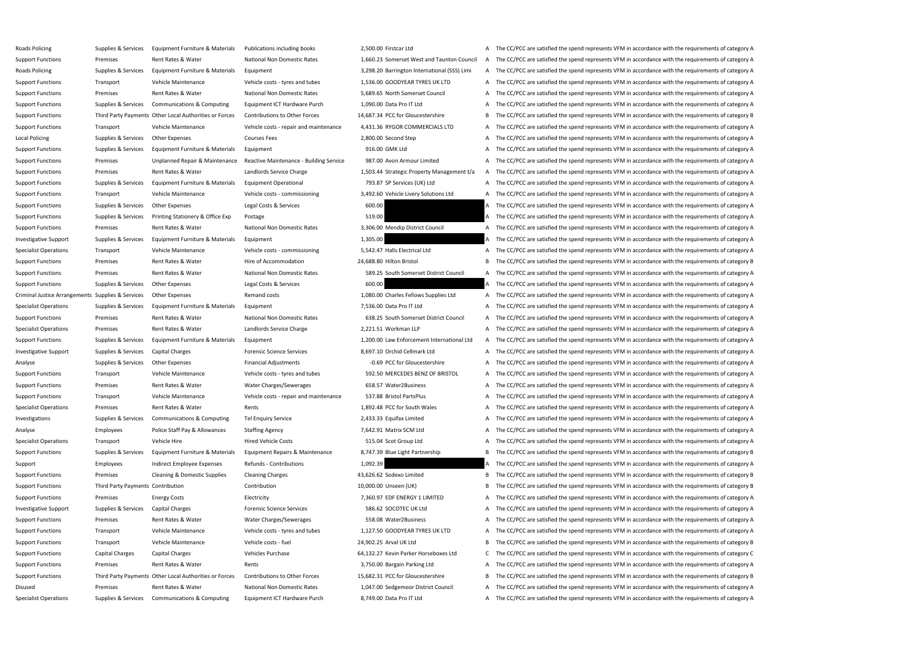| | | | | | | | |
|---|---|---|---|---|---|---|---|
| Roads Policing | Supplies & Services | Equipment Furniture & Materials | Publications including books | 2,500.00 | Firstcar Ltd | A | The CC/PCC are satisfied the spend represents VFM in accordance with the requirements of category A |
| Support Functions | Premises | Rent Rates & Water | National Non Domestic Rates | 1,660.23 | Somerset West and Taunton Council | A | The CC/PCC are satisfied the spend represents VFM in accordance with the requirements of category A |
| Roads Policing | Supplies & Services | Equipment Furniture & Materials | Equipment | 3,298.20 | Barrington International (SSS) Limi | A | The CC/PCC are satisfied the spend represents VFM in accordance with the requirements of category A |
| Support Functions | Transport | Vehicle Maintenance | Vehicle costs - tyres and tubes | 1,536.00 | GOODYEAR TYRES UK LTD | A | The CC/PCC are satisfied the spend represents VFM in accordance with the requirements of category A |
| Support Functions | Premises | Rent Rates & Water | National Non Domestic Rates | 5,689.65 | North Somerset Council | A | The CC/PCC are satisfied the spend represents VFM in accordance with the requirements of category A |
| Support Functions | Supplies & Services | Communications & Computing | Equipment ICT Hardware Purch | 1,090.00 | Data Pro IT Ltd | A | The CC/PCC are satisfied the spend represents VFM in accordance with the requirements of category A |
| Support Functions | Third Party Payments | Other Local Authorities or Forces | Contributions to Other Forces | 14,687.34 | PCC for Gloucestershire | B | The CC/PCC are satisfied the spend represents VFM in accordance with the requirements of category B |
| Support Functions | Transport | Vehicle Maintenance | Vehicle costs - repair and maintenance | 4,431.36 | RYGOR COMMERCIALS LTD | A | The CC/PCC are satisfied the spend represents VFM in accordance with the requirements of category A |
| Local Policing | Supplies & Services | Other Expenses | Courses Fees | 2,800.00 | Second Step | A | The CC/PCC are satisfied the spend represents VFM in accordance with the requirements of category A |
| Support Functions | Supplies & Services | Equipment Furniture & Materials | Equipment | 916.00 | GMK Ltd | A | The CC/PCC are satisfied the spend represents VFM in accordance with the requirements of category A |
| Support Functions | Premises | Unplanned Repair & Maintenance | Reactive Maintenance - Building Service | 987.00 | Avon Armour Limited | A | The CC/PCC are satisfied the spend represents VFM in accordance with the requirements of category A |
| Support Functions | Premises | Rent Rates & Water | Landlords Service Charge | 1,503.44 | Strategic Property Management t/a | A | The CC/PCC are satisfied the spend represents VFM in accordance with the requirements of category A |
| Support Functions | Supplies & Services | Equipment Furniture & Materials | Equipment Operational | 793.87 | SP Services (UK) Ltd | A | The CC/PCC are satisfied the spend represents VFM in accordance with the requirements of category A |
| Support Functions | Transport | Vehicle Maintenance | Vehicle costs - commissioning | 3,492.60 | Vehicle Livery Solutions Ltd | A | The CC/PCC are satisfied the spend represents VFM in accordance with the requirements of category A |
| Support Functions | Supplies & Services | Other Expenses | Legal Costs & Services | 600.00 | | A | The CC/PCC are satisfied the spend represents VFM in accordance with the requirements of category A |
| Support Functions | Supplies & Services | Printing Stationery & Office Exp | Postage | 519.00 | | A | The CC/PCC are satisfied the spend represents VFM in accordance with the requirements of category A |
| Support Functions | Premises | Rent Rates & Water | National Non Domestic Rates | 3,306.00 | Mendip District Council | A | The CC/PCC are satisfied the spend represents VFM in accordance with the requirements of category A |
| Investigative Support | Supplies & Services | Equipment Furniture & Materials | Equipment | 1,305.00 | | A | The CC/PCC are satisfied the spend represents VFM in accordance with the requirements of category A |
| Specialist Operations | Transport | Vehicle Maintenance | Vehicle costs - commissioning | 5,542.47 | Halls Electrical Ltd | A | The CC/PCC are satisfied the spend represents VFM in accordance with the requirements of category A |
| Support Functions | Premises | Rent Rates & Water | Hire of Accommodation | 24,688.80 | Hilton Bristol | B | The CC/PCC are satisfied the spend represents VFM in accordance with the requirements of category B |
| Support Functions | Premises | Rent Rates & Water | National Non Domestic Rates | 589.25 | South Somerset District Council | A | The CC/PCC are satisfied the spend represents VFM in accordance with the requirements of category A |
| Support Functions | Supplies & Services | Other Expenses | Legal Costs & Services | 600.00 | | A | The CC/PCC are satisfied the spend represents VFM in accordance with the requirements of category A |
| Criminal Justice Arrangements | Supplies & Services | Other Expenses | Remand costs | 1,080.00 | Charles Fellows Supplies Ltd | A | The CC/PCC are satisfied the spend represents VFM in accordance with the requirements of category A |
| Specialist Operations | Supplies & Services | Equipment Furniture & Materials | Equipment | 7,536.00 | Data Pro IT Ltd | A | The CC/PCC are satisfied the spend represents VFM in accordance with the requirements of category A |
| Support Functions | Premises | Rent Rates & Water | National Non Domestic Rates | 638.25 | South Somerset District Council | A | The CC/PCC are satisfied the spend represents VFM in accordance with the requirements of category A |
| Specialist Operations | Premises | Rent Rates & Water | Landlords Service Charge | 2,221.51 | Workman LLP | A | The CC/PCC are satisfied the spend represents VFM in accordance with the requirements of category A |
| Support Functions | Supplies & Services | Equipment Furniture & Materials | Equipment | 1,200.00 | Law Enforcement International Ltd | A | The CC/PCC are satisfied the spend represents VFM in accordance with the requirements of category A |
| Investigative Support | Supplies & Services | Capital Charges | Forensic Science Services | 8,697.10 | Orchid Cellmark Ltd | A | The CC/PCC are satisfied the spend represents VFM in accordance with the requirements of category A |
| Analyse | Supplies & Services | Other Expenses | Financial Adjustments | -0.69 | PCC for Gloucestershire | A | The CC/PCC are satisfied the spend represents VFM in accordance with the requirements of category A |
| Support Functions | Transport | Vehicle Maintenance | Vehicle costs - tyres and tubes | 592.50 | MERCEDES BENZ OF BRISTOL | A | The CC/PCC are satisfied the spend represents VFM in accordance with the requirements of category A |
| Support Functions | Premises | Rent Rates & Water | Water Charges/Sewerages | 658.57 | Water2Business | A | The CC/PCC are satisfied the spend represents VFM in accordance with the requirements of category A |
| Support Functions | Transport | Vehicle Maintenance | Vehicle costs - repair and maintenance | 537.88 | Bristol PartsPlus | A | The CC/PCC are satisfied the spend represents VFM in accordance with the requirements of category A |
| Specialist Operations | Premises | Rent Rates & Water | Rents | 1,892.48 | PCC for South Wales | A | The CC/PCC are satisfied the spend represents VFM in accordance with the requirements of category A |
| Investigations | Supplies & Services | Communications & Computing | Tel Enquiry Service | 2,433.33 | Equifax Limited | A | The CC/PCC are satisfied the spend represents VFM in accordance with the requirements of category A |
| Analyse | Employees | Police Staff Pay & Allowances | Staffing Agency | 7,642.91 | Matrix SCM Ltd | A | The CC/PCC are satisfied the spend represents VFM in accordance with the requirements of category A |
| Specialist Operations | Transport | Vehicle Hire | Hired Vehicle Costs | 515.04 | Scot Group Ltd | A | The CC/PCC are satisfied the spend represents VFM in accordance with the requirements of category A |
| Support Functions | Supplies & Services | Equipment Furniture & Materials | Equipment Repairs & Maintenance | 8,747.39 | Blue Light Partnership | B | The CC/PCC are satisfied the spend represents VFM in accordance with the requirements of category B |
| Support | Employees | Indirect Employee Expenses | Refunds - Contributions | 1,092.39 | | A | The CC/PCC are satisfied the spend represents VFM in accordance with the requirements of category A |
| Support Functions | Premises | Cleaning & Domestic Supplies | Cleaning Charges | 43,626.62 | Sodexo Limited | B | The CC/PCC are satisfied the spend represents VFM in accordance with the requirements of category B |
| Support Functions | Third Party Payments | Contribution | Contribution | 10,000.00 | Unseen (UK) | B | The CC/PCC are satisfied the spend represents VFM in accordance with the requirements of category B |
| Support Functions | Premises | Energy Costs | Electricity | 7,360.97 | EDF ENERGY 1 LIMITED | A | The CC/PCC are satisfied the spend represents VFM in accordance with the requirements of category A |
| Investigative Support | Supplies & Services | Capital Charges | Forensic Science Services | 586.62 | SOCOTEC UK Ltd | A | The CC/PCC are satisfied the spend represents VFM in accordance with the requirements of category A |
| Support Functions | Premises | Rent Rates & Water | Water Charges/Sewerages | 558.08 | Water2Business | A | The CC/PCC are satisfied the spend represents VFM in accordance with the requirements of category A |
| Support Functions | Transport | Vehicle Maintenance | Vehicle costs - tyres and tubes | 1,127.50 | GOODYEAR TYRES UK LTD | A | The CC/PCC are satisfied the spend represents VFM in accordance with the requirements of category A |
| Support Functions | Transport | Vehicle Maintenance | Vehicle costs - fuel | 24,902.25 | Arval UK Ltd | B | The CC/PCC are satisfied the spend represents VFM in accordance with the requirements of category B |
| Support Functions | Capital Charges | Capital Charges | Vehicles Purchase | 64,132.27 | Kevin Parker Horseboxes Ltd | C | The CC/PCC are satisfied the spend represents VFM in accordance with the requirements of category C |
| Support Functions | Premises | Rent Rates & Water | Rents | 3,750.00 | Bargain Parking Ltd | A | The CC/PCC are satisfied the spend represents VFM in accordance with the requirements of category A |
| Support Functions | Third Party Payments | Other Local Authorities or Forces | Contributions to Other Forces | 15,682.31 | PCC for Gloucestershire | B | The CC/PCC are satisfied the spend represents VFM in accordance with the requirements of category B |
| Disused | Premises | Rent Rates & Water | National Non Domestic Rates | 1,047.00 | Sedgemoor District Council | A | The CC/PCC are satisfied the spend represents VFM in accordance with the requirements of category A |
| Specialist Operations | Supplies & Services | Communications & Computing | Equipment ICT Hardware Purch | 8,749.00 | Data Pro IT Ltd | A | The CC/PCC are satisfied the spend represents VFM in accordance with the requirements of category A |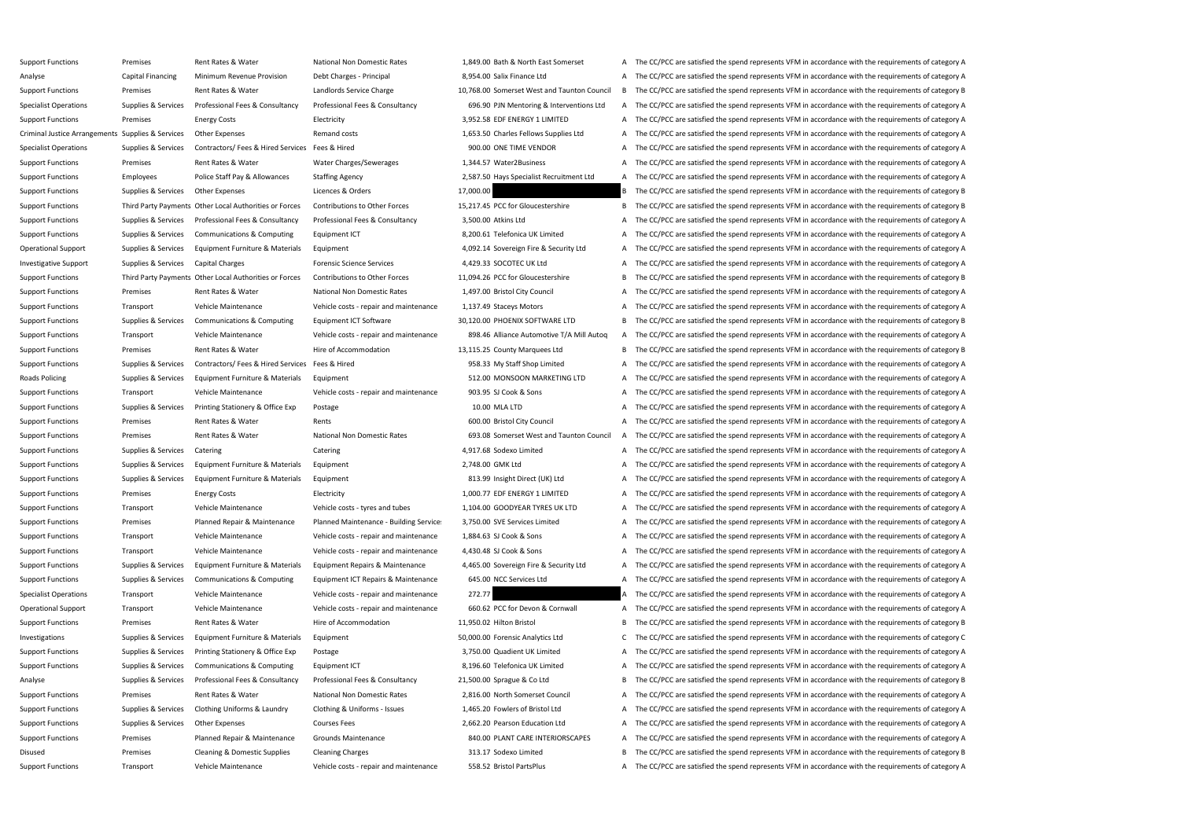| | | | | | | | |
|---|---|---|---|---|---|---|---|
| Support Functions | Premises | Rent Rates & Water | National Non Domestic Rates | 1,849.00 | Bath & North East Somerset | A | The CC/PCC are satisfied the spend represents VFM in accordance with the requirements of category A |
| Analyse | Capital Financing | Minimum Revenue Provision | Debt Charges - Principal | 8,954.00 | Salix Finance Ltd | A | The CC/PCC are satisfied the spend represents VFM in accordance with the requirements of category A |
| Support Functions | Premises | Rent Rates & Water | Landlords Service Charge | 10,768.00 | Somerset West and Taunton Council | B | The CC/PCC are satisfied the spend represents VFM in accordance with the requirements of category B |
| Specialist Operations | Supplies & Services | Professional Fees & Consultancy | Professional Fees & Consultancy | 696.90 | PJN Mentoring & Interventions Ltd | A | The CC/PCC are satisfied the spend represents VFM in accordance with the requirements of category A |
| Support Functions | Premises | Energy Costs | Electricity | 3,952.58 | EDF ENERGY 1 LIMITED | A | The CC/PCC are satisfied the spend represents VFM in accordance with the requirements of category A |
| Criminal Justice Arrangements | Supplies & Services | Other Expenses | Remand costs | 1,653.50 | Charles Fellows Supplies Ltd | A | The CC/PCC are satisfied the spend represents VFM in accordance with the requirements of category A |
| Specialist Operations | Supplies & Services | Contractors/ Fees & Hired Services | Fees & Hired | 900.00 | ONE TIME VENDOR | A | The CC/PCC are satisfied the spend represents VFM in accordance with the requirements of category A |
| Support Functions | Premises | Rent Rates & Water | Water Charges/Sewerages | 1,344.57 | Water2Business | A | The CC/PCC are satisfied the spend represents VFM in accordance with the requirements of category A |
| Support Functions | Employees | Police Staff Pay & Allowances | Staffing Agency | 2,587.50 | Hays Specialist Recruitment Ltd | A | The CC/PCC are satisfied the spend represents VFM in accordance with the requirements of category A |
| Support Functions | Supplies & Services | Other Expenses | Licences & Orders | 17,000.00 | | B | The CC/PCC are satisfied the spend represents VFM in accordance with the requirements of category B |
| Support Functions | Third Party Payments | Other Local Authorities or Forces | Contributions to Other Forces | 15,217.45 | PCC for Gloucestershire | B | The CC/PCC are satisfied the spend represents VFM in accordance with the requirements of category B |
| Support Functions | Supplies & Services | Professional Fees & Consultancy | Professional Fees & Consultancy | 3,500.00 | Atkins Ltd | A | The CC/PCC are satisfied the spend represents VFM in accordance with the requirements of category A |
| Support Functions | Supplies & Services | Communications & Computing | Equipment ICT | 8,200.61 | Telefonica UK Limited | A | The CC/PCC are satisfied the spend represents VFM in accordance with the requirements of category A |
| Operational Support | Supplies & Services | Equipment Furniture & Materials | Equipment | 4,092.14 | Sovereign Fire & Security Ltd | A | The CC/PCC are satisfied the spend represents VFM in accordance with the requirements of category A |
| Investigative Support | Supplies & Services | Capital Charges | Forensic Science Services | 4,429.33 | SOCOTEC UK Ltd | A | The CC/PCC are satisfied the spend represents VFM in accordance with the requirements of category A |
| Support Functions | Third Party Payments | Other Local Authorities or Forces | Contributions to Other Forces | 11,094.26 | PCC for Gloucestershire | B | The CC/PCC are satisfied the spend represents VFM in accordance with the requirements of category B |
| Support Functions | Premises | Rent Rates & Water | National Non Domestic Rates | 1,497.00 | Bristol City Council | A | The CC/PCC are satisfied the spend represents VFM in accordance with the requirements of category A |
| Support Functions | Transport | Vehicle Maintenance | Vehicle costs - repair and maintenance | 1,137.49 | Staceys Motors | A | The CC/PCC are satisfied the spend represents VFM in accordance with the requirements of category A |
| Support Functions | Supplies & Services | Communications & Computing | Equipment ICT Software | 30,120.00 | PHOENIX SOFTWARE LTD | B | The CC/PCC are satisfied the spend represents VFM in accordance with the requirements of category B |
| Support Functions | Transport | Vehicle Maintenance | Vehicle costs - repair and maintenance | 898.46 | Alliance Automotive T/A Mill Autoq | A | The CC/PCC are satisfied the spend represents VFM in accordance with the requirements of category A |
| Support Functions | Premises | Rent Rates & Water | Hire of Accommodation | 13,115.25 | County Marquees Ltd | B | The CC/PCC are satisfied the spend represents VFM in accordance with the requirements of category B |
| Support Functions | Supplies & Services | Contractors/ Fees & Hired Services | Fees & Hired | 958.33 | My Staff Shop Limited | A | The CC/PCC are satisfied the spend represents VFM in accordance with the requirements of category A |
| Roads Policing | Supplies & Services | Equipment Furniture & Materials | Equipment | 512.00 | MONSOON MARKETING LTD | A | The CC/PCC are satisfied the spend represents VFM in accordance with the requirements of category A |
| Support Functions | Transport | Vehicle Maintenance | Vehicle costs - repair and maintenance | 903.95 | SJ Cook & Sons | A | The CC/PCC are satisfied the spend represents VFM in accordance with the requirements of category A |
| Support Functions | Supplies & Services | Printing Stationery & Office Exp | Postage | 10.00 | MLA LTD | A | The CC/PCC are satisfied the spend represents VFM in accordance with the requirements of category A |
| Support Functions | Premises | Rent Rates & Water | Rents | 600.00 | Bristol City Council | A | The CC/PCC are satisfied the spend represents VFM in accordance with the requirements of category A |
| Support Functions | Premises | Rent Rates & Water | National Non Domestic Rates | 693.08 | Somerset West and Taunton Council | A | The CC/PCC are satisfied the spend represents VFM in accordance with the requirements of category A |
| Support Functions | Supplies & Services | Catering | Catering | 4,917.68 | Sodexo Limited | A | The CC/PCC are satisfied the spend represents VFM in accordance with the requirements of category A |
| Support Functions | Supplies & Services | Equipment Furniture & Materials | Equipment | 2,748.00 | GMK Ltd | A | The CC/PCC are satisfied the spend represents VFM in accordance with the requirements of category A |
| Support Functions | Supplies & Services | Equipment Furniture & Materials | Equipment | 813.99 | Insight Direct (UK) Ltd | A | The CC/PCC are satisfied the spend represents VFM in accordance with the requirements of category A |
| Support Functions | Premises | Energy Costs | Electricity | 1,000.77 | EDF ENERGY 1 LIMITED | A | The CC/PCC are satisfied the spend represents VFM in accordance with the requirements of category A |
| Support Functions | Transport | Vehicle Maintenance | Vehicle costs - tyres and tubes | 1,104.00 | GOODYEAR TYRES UK LTD | A | The CC/PCC are satisfied the spend represents VFM in accordance with the requirements of category A |
| Support Functions | Premises | Planned Repair & Maintenance | Planned Maintenance - Building Services | 3,750.00 | SVE Services Limited | A | The CC/PCC are satisfied the spend represents VFM in accordance with the requirements of category A |
| Support Functions | Transport | Vehicle Maintenance | Vehicle costs - repair and maintenance | 1,884.63 | SJ Cook & Sons | A | The CC/PCC are satisfied the spend represents VFM in accordance with the requirements of category A |
| Support Functions | Transport | Vehicle Maintenance | Vehicle costs - repair and maintenance | 4,430.48 | SJ Cook & Sons | A | The CC/PCC are satisfied the spend represents VFM in accordance with the requirements of category A |
| Support Functions | Supplies & Services | Equipment Furniture & Materials | Equipment Repairs & Maintenance | 4,465.00 | Sovereign Fire & Security Ltd | A | The CC/PCC are satisfied the spend represents VFM in accordance with the requirements of category A |
| Support Functions | Supplies & Services | Communications & Computing | Equipment ICT Repairs & Maintenance | 645.00 | NCC Services Ltd | A | The CC/PCC are satisfied the spend represents VFM in accordance with the requirements of category A |
| Specialist Operations | Transport | Vehicle Maintenance | Vehicle costs - repair and maintenance | 272.77 | | A | The CC/PCC are satisfied the spend represents VFM in accordance with the requirements of category A |
| Operational Support | Transport | Vehicle Maintenance | Vehicle costs - repair and maintenance | 660.62 | PCC for Devon & Cornwall | A | The CC/PCC are satisfied the spend represents VFM in accordance with the requirements of category A |
| Support Functions | Premises | Rent Rates & Water | Hire of Accommodation | 11,950.02 | Hilton Bristol | B | The CC/PCC are satisfied the spend represents VFM in accordance with the requirements of category B |
| Investigations | Supplies & Services | Equipment Furniture & Materials | Equipment | 50,000.00 | Forensic Analytics Ltd | C | The CC/PCC are satisfied the spend represents VFM in accordance with the requirements of category C |
| Support Functions | Supplies & Services | Printing Stationery & Office Exp | Postage | 3,750.00 | Quadient UK Limited | A | The CC/PCC are satisfied the spend represents VFM in accordance with the requirements of category A |
| Support Functions | Supplies & Services | Communications & Computing | Equipment ICT | 8,196.60 | Telefonica UK Limited | A | The CC/PCC are satisfied the spend represents VFM in accordance with the requirements of category A |
| Analyse | Supplies & Services | Professional Fees & Consultancy | Professional Fees & Consultancy | 21,500.00 | Sprague & Co Ltd | B | The CC/PCC are satisfied the spend represents VFM in accordance with the requirements of category B |
| Support Functions | Premises | Rent Rates & Water | National Non Domestic Rates | 2,816.00 | North Somerset Council | A | The CC/PCC are satisfied the spend represents VFM in accordance with the requirements of category A |
| Support Functions | Supplies & Services | Clothing Uniforms & Laundry | Clothing & Uniforms - Issues | 1,465.20 | Fowlers of Bristol Ltd | A | The CC/PCC are satisfied the spend represents VFM in accordance with the requirements of category A |
| Support Functions | Supplies & Services | Other Expenses | Courses Fees | 2,662.20 | Pearson Education Ltd | A | The CC/PCC are satisfied the spend represents VFM in accordance with the requirements of category A |
| Support Functions | Premises | Planned Repair & Maintenance | Grounds Maintenance | 840.00 | PLANT CARE INTERIORSCAPES | A | The CC/PCC are satisfied the spend represents VFM in accordance with the requirements of category A |
| Disused | Premises | Cleaning & Domestic Supplies | Cleaning Charges | 313.17 | Sodexo Limited | B | The CC/PCC are satisfied the spend represents VFM in accordance with the requirements of category B |
| Support Functions | Transport | Vehicle Maintenance | Vehicle costs - repair and maintenance | 558.52 | Bristol PartsPlus | A | The CC/PCC are satisfied the spend represents VFM in accordance with the requirements of category A |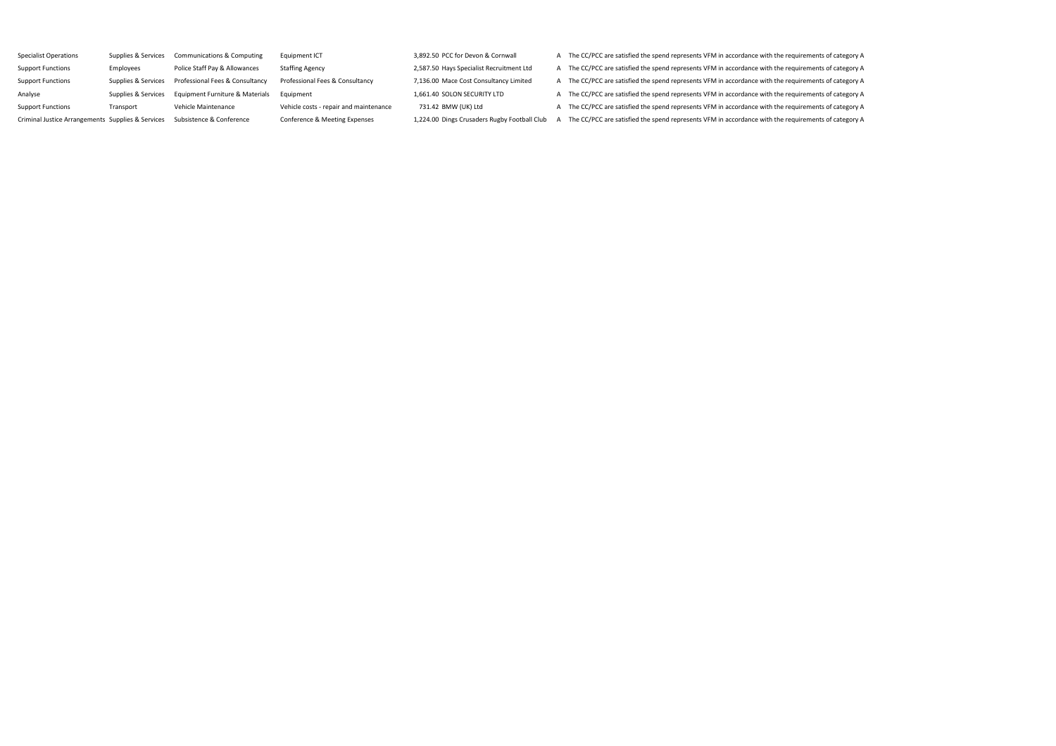| | | | | | | | |
|---|---|---|---|---|---|---|---|
| Specialist Operations | Supplies & Services | Communications & Computing | Equipment ICT | 3,892.50 | PCC for Devon & Cornwall | A | The CC/PCC are satisfied the spend represents VFM in accordance with the requirements of category A |
| Support Functions | Employees | Police Staff Pay & Allowances | Staffing Agency | 2,587.50 | Hays Specialist Recruitment Ltd | A | The CC/PCC are satisfied the spend represents VFM in accordance with the requirements of category A |
| Support Functions | Supplies & Services | Professional Fees & Consultancy | Professional Fees & Consultancy | 7,136.00 | Mace Cost Consultancy Limited | A | The CC/PCC are satisfied the spend represents VFM in accordance with the requirements of category A |
| Analyse | Supplies & Services | Equipment Furniture & Materials | Equipment | 1,661.40 | SOLON SECURITY LTD | A | The CC/PCC are satisfied the spend represents VFM in accordance with the requirements of category A |
| Support Functions | Transport | Vehicle Maintenance | Vehicle costs - repair and maintenance | 731.42 | BMW (UK) Ltd | A | The CC/PCC are satisfied the spend represents VFM in accordance with the requirements of category A |
| Criminal Justice Arrangements | Supplies & Services | Subsistence & Conference | Conference & Meeting Expenses | 1,224.00 | Dings Crusaders Rugby Football Club | A | The CC/PCC are satisfied the spend represents VFM in accordance with the requirements of category A |